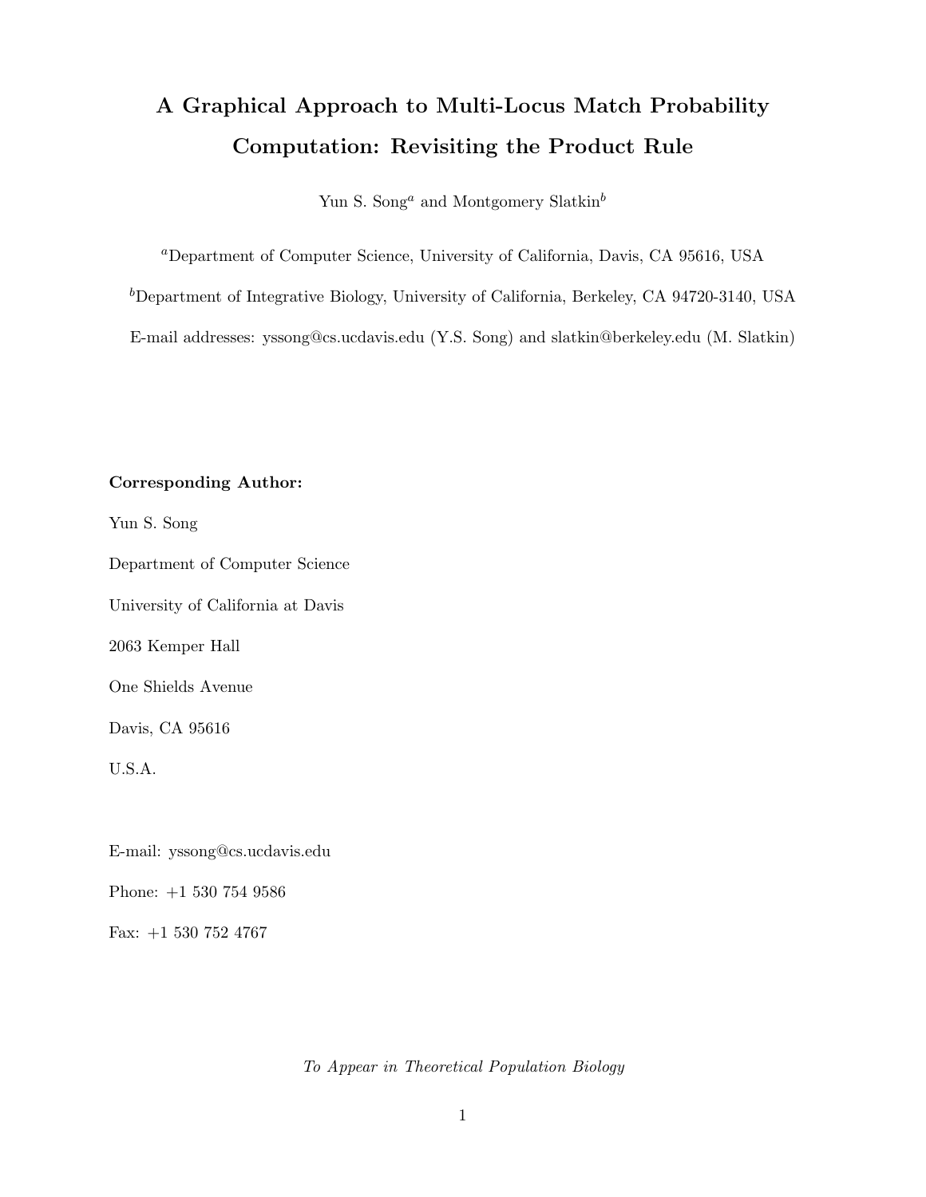# A Graphical Approach to Multi-Locus Match Probability Computation: Revisiting the Product Rule

Yun S. Song[a] and Montgomery Slatkin[b]

[a]Department of Computer Science, University of California, Davis, CA 95616, USA

[b]Department of Integrative Biology, University of California, Berkeley, CA 94720-3140, USA

E-mail addresses: yssong@cs.ucdavis.edu (Y.S. Song) and slatkin@berkeley.edu (M. Slatkin)

**Corresponding Author:**

Yun S. Song

Department of Computer Science

University of California at Davis

2063 Kemper Hall

One Shields Avenue

Davis, CA 95616

U.S.A.

E-mail: yssong@cs.ucdavis.edu

Phone: +1 530 754 9586

Fax: +1 530 752 4767

*To Appear in Theoretical Population Biology*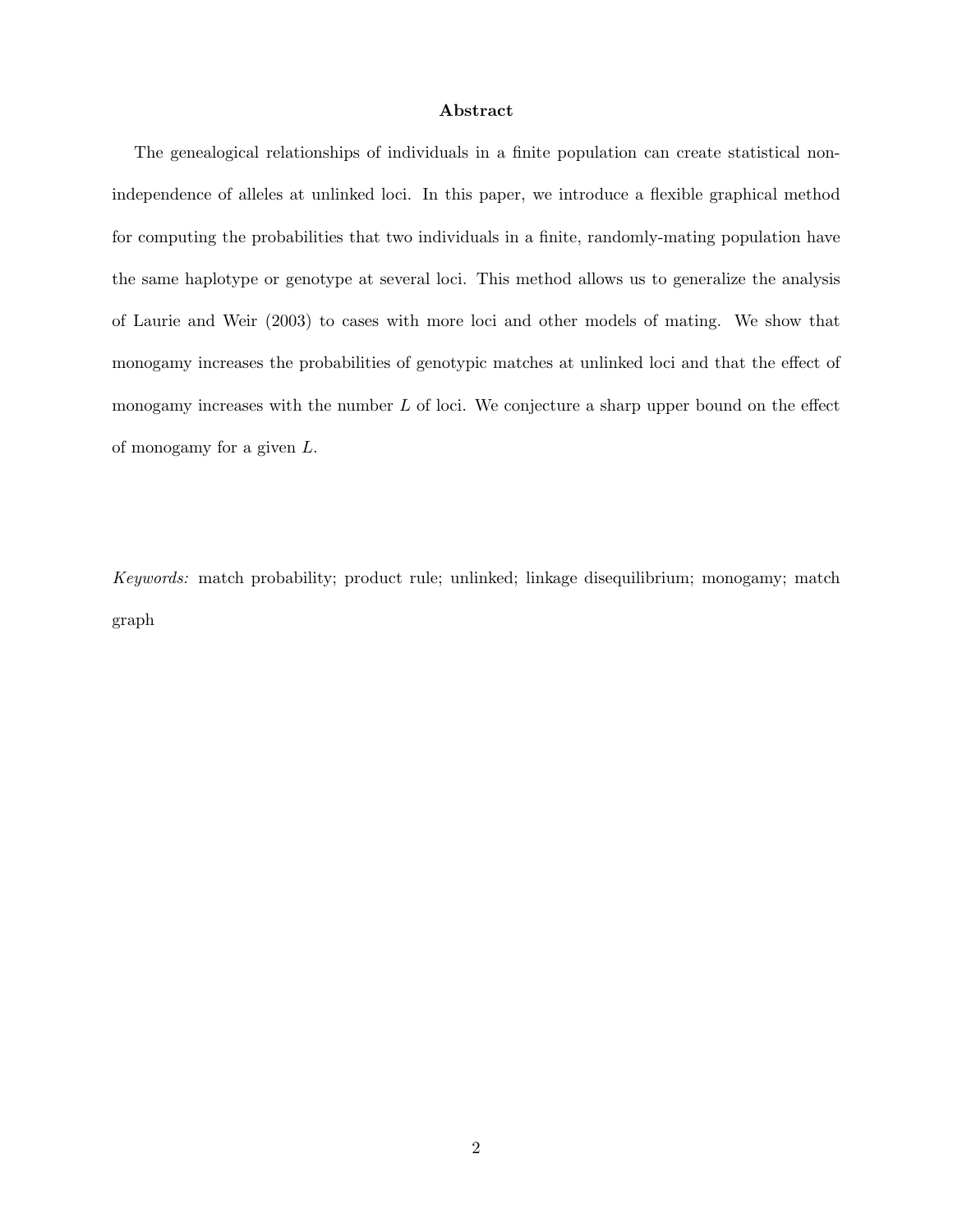## Abstract

The genealogical relationships of individuals in a finite population can create statistical non-independence of alleles at unlinked loci. In this paper, we introduce a flexible graphical method for computing the probabilities that two individuals in a finite, randomly-mating population have the same haplotype or genotype at several loci. This method allows us to generalize the analysis of Laurie and Weir (2003) to cases with more loci and other models of mating. We show that monogamy increases the probabilities of genotypic matches at unlinked loci and that the effect of monogamy increases with the number $L$ of loci. We conjecture a sharp upper bound on the effect of monogamy for a given $L$.

*Keywords:* match probability; product rule; unlinked; linkage disequilibrium; monogamy; match graph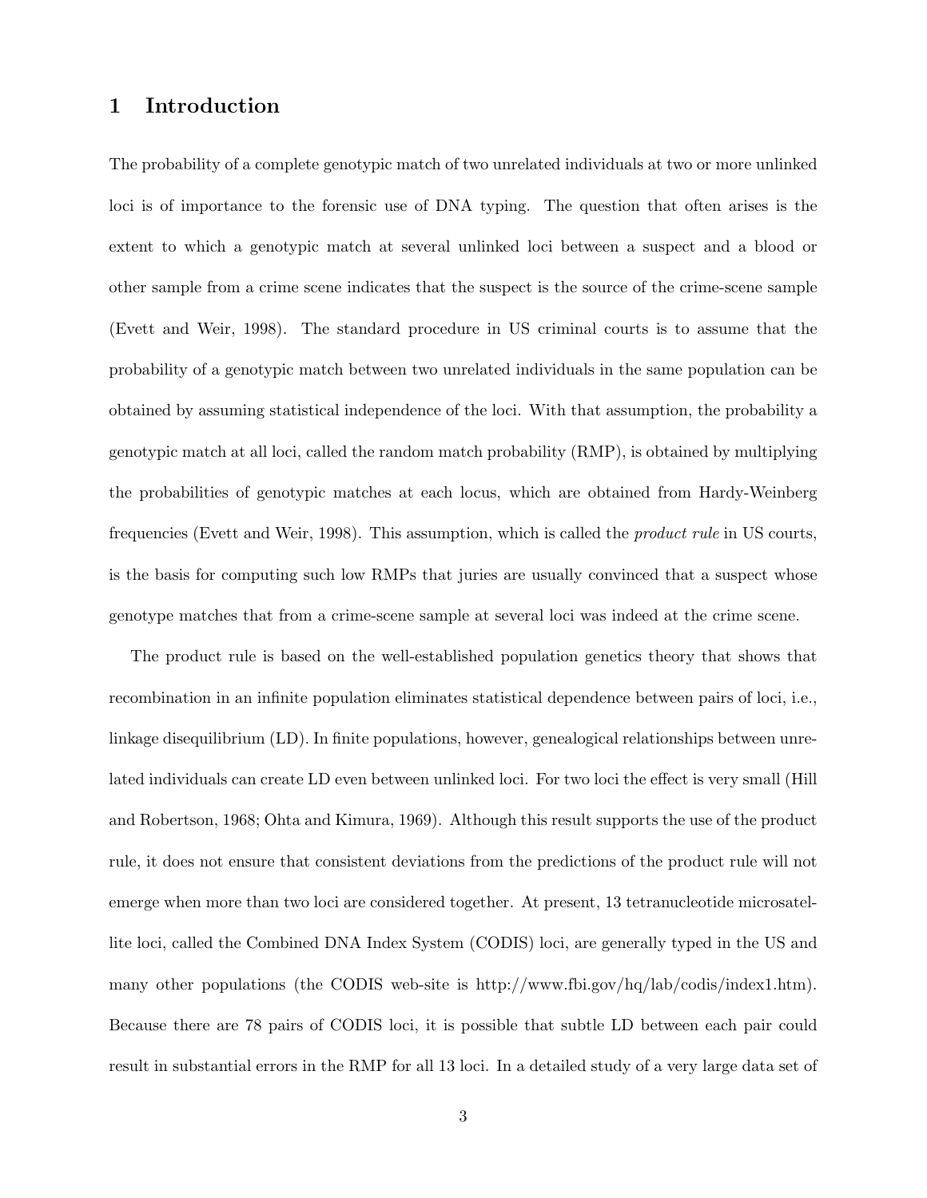# 1 Introduction

The probability of a complete genotypic match of two unrelated individuals at two or more unlinked loci is of importance to the forensic use of DNA typing. The question that often arises is the extent to which a genotypic match at several unlinked loci between a suspect and a blood or other sample from a crime scene indicates that the suspect is the source of the crime-scene sample (Evett and Weir, 1998). The standard procedure in US criminal courts is to assume that the probability of a genotypic match between two unrelated individuals in the same population can be obtained by assuming statistical independence of the loci. With that assumption, the probability a genotypic match at all loci, called the random match probability (RMP), is obtained by multiplying the probabilities of genotypic matches at each locus, which are obtained from Hardy-Weinberg frequencies (Evett and Weir, 1998). This assumption, which is called the *product rule* in US courts, is the basis for computing such low RMPs that juries are usually convinced that a suspect whose genotype matches that from a crime-scene sample at several loci was indeed at the crime scene.

The product rule is based on the well-established population genetics theory that shows that recombination in an infinite population eliminates statistical dependence between pairs of loci, i.e., linkage disequilibrium (LD). In finite populations, however, genealogical relationships between unrelated individuals can create LD even between unlinked loci. For two loci the effect is very small (Hill and Robertson, 1968; Ohta and Kimura, 1969). Although this result supports the use of the product rule, it does not ensure that consistent deviations from the predictions of the product rule will not emerge when more than two loci are considered together. At present, 13 tetranucleotide microsatellite loci, called the Combined DNA Index System (CODIS) loci, are generally typed in the US and many other populations (the CODIS web-site is http://www.fbi.gov/hq/lab/codis/index1.htm). Because there are 78 pairs of CODIS loci, it is possible that subtle LD between each pair could result in substantial errors in the RMP for all 13 loci. In a detailed study of a very large data set of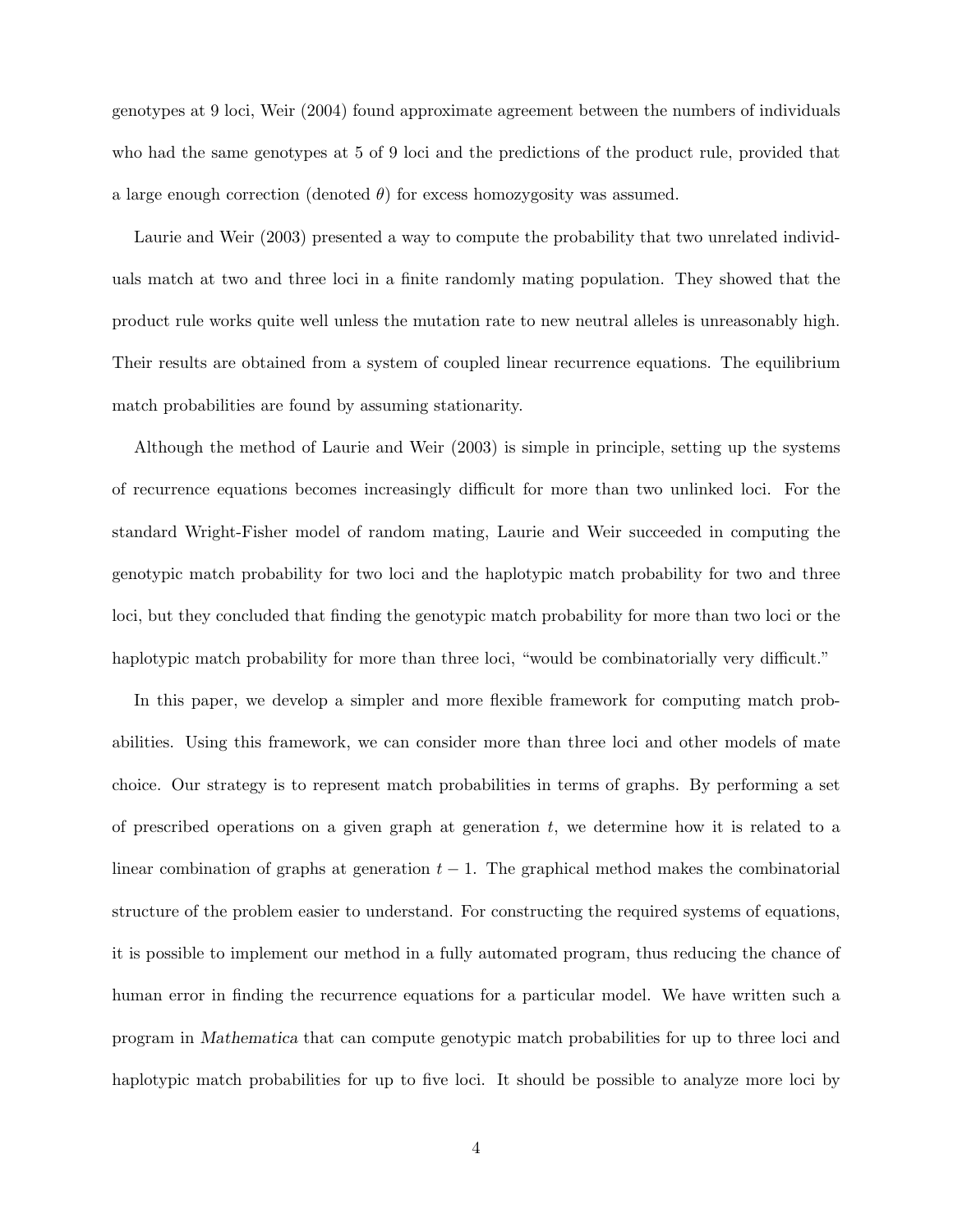genotypes at 9 loci, Weir (2004) found approximate agreement between the numbers of individuals who had the same genotypes at 5 of 9 loci and the predictions of the product rule, provided that a large enough correction (denoted $\theta$) for excess homozygosity was assumed.

Laurie and Weir (2003) presented a way to compute the probability that two unrelated individuals match at two and three loci in a finite randomly mating population. They showed that the product rule works quite well unless the mutation rate to new neutral alleles is unreasonably high. Their results are obtained from a system of coupled linear recurrence equations. The equilibrium match probabilities are found by assuming stationarity.

Although the method of Laurie and Weir (2003) is simple in principle, setting up the systems of recurrence equations becomes increasingly difficult for more than two unlinked loci. For the standard Wright-Fisher model of random mating, Laurie and Weir succeeded in computing the genotypic match probability for two loci and the haplotypic match probability for two and three loci, but they concluded that finding the genotypic match probability for more than two loci or the haplotypic match probability for more than three loci, "would be combinatorially very difficult."

In this paper, we develop a simpler and more flexible framework for computing match probabilities. Using this framework, we can consider more than three loci and other models of mate choice. Our strategy is to represent match probabilities in terms of graphs. By performing a set of prescribed operations on a given graph at generation $t$, we determine how it is related to a linear combination of graphs at generation $t-1$. The graphical method makes the combinatorial structure of the problem easier to understand. For constructing the required systems of equations, it is possible to implement our method in a fully automated program, thus reducing the chance of human error in finding the recurrence equations for a particular model. We have written such a program in *Mathematica* that can compute genotypic match probabilities for up to three loci and haplotypic match probabilities for up to five loci. It should be possible to analyze more loci by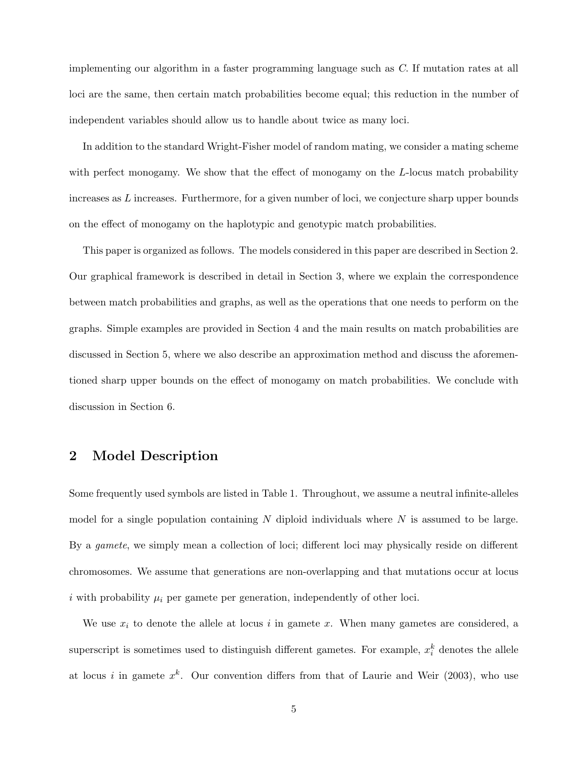implementing our algorithm in a faster programming language such as C. If mutation rates at all loci are the same, then certain match probabilities become equal; this reduction in the number of independent variables should allow us to handle about twice as many loci.

In addition to the standard Wright-Fisher model of random mating, we consider a mating scheme with perfect monogamy. We show that the effect of monogamy on the $L$-locus match probability increases as $L$ increases. Furthermore, for a given number of loci, we conjecture sharp upper bounds on the effect of monogamy on the haplotypic and genotypic match probabilities.

This paper is organized as follows. The models considered in this paper are described in Section 2. Our graphical framework is described in detail in Section 3, where we explain the correspondence between match probabilities and graphs, as well as the operations that one needs to perform on the graphs. Simple examples are provided in Section 4 and the main results on match probabilities are discussed in Section 5, where we also describe an approximation method and discuss the aforementioned sharp upper bounds on the effect of monogamy on match probabilities. We conclude with discussion in Section 6.

## 2 Model Description

Some frequently used symbols are listed in Table 1. Throughout, we assume a neutral infinite-alleles model for a single population containing $N$ diploid individuals where $N$ is assumed to be large. By a *gamete*, we simply mean a collection of loci; different loci may physically reside on different chromosomes. We assume that generations are non-overlapping and that mutations occur at locus $i$ with probability $\mu_i$ per gamete per generation, independently of other loci.

We use $x_i$ to denote the allele at locus $i$ in gamete $x$. When many gametes are considered, a superscript is sometimes used to distinguish different gametes. For example, $x_i^k$ denotes the allele at locus $i$ in gamete $x^k$. Our convention differs from that of Laurie and Weir (2003), who use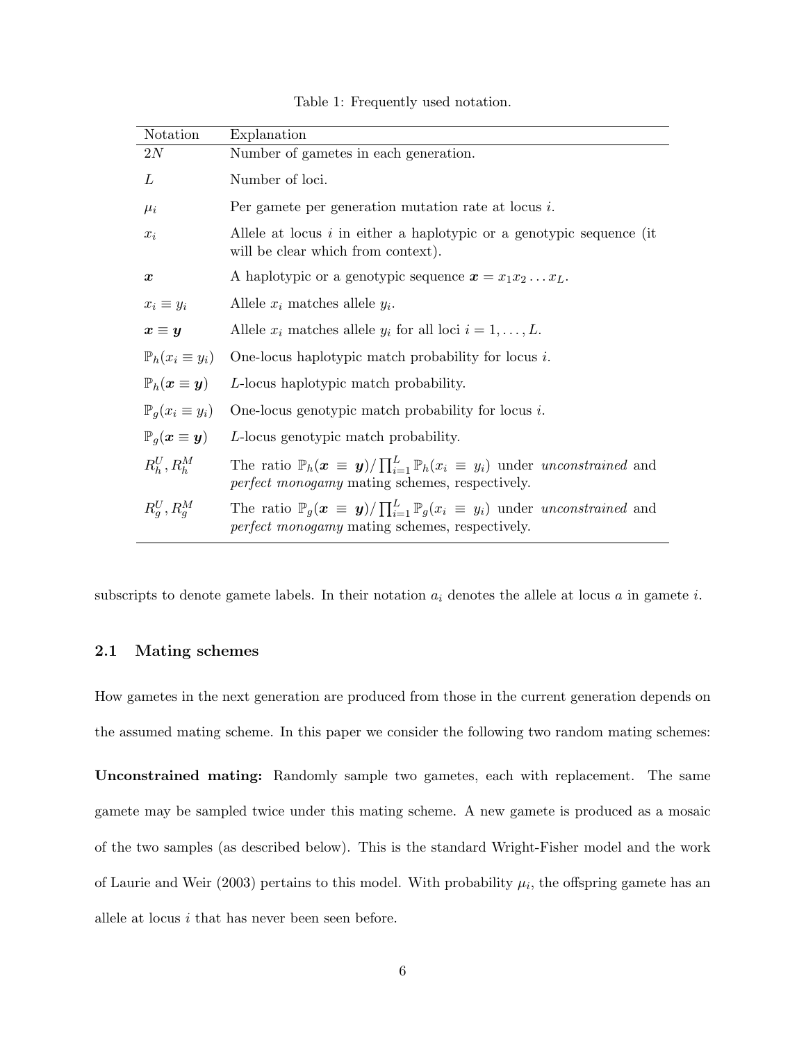Table 1: Frequently used notation.

| Notation | Explanation |
|---|---|
| $2N$ | Number of gametes in each generation. |
| $L$ | Number of loci. |
| $\mu_i$ | Per gamete per generation mutation rate at locus $i$. |
| $x_i$ | Allele at locus $i$ in either a haplotypic or a genotypic sequence (it will be clear which from context). |
| $\boldsymbol{x}$ | A haplotypic or a genotypic sequence $\boldsymbol{x} = x_1 x_2 \ldots x_L$. |
| $x_i \equiv y_i$ | Allele $x_i$ matches allele $y_i$. |
| $\boldsymbol{x} \equiv \boldsymbol{y}$ | Allele $x_i$ matches allele $y_i$ for all loci $i = 1, \ldots, L$. |
| $\mathbb{P}_h(x_i \equiv y_i)$ | One-locus haplotypic match probability for locus $i$. |
| $\mathbb{P}_h(\boldsymbol{x} \equiv \boldsymbol{y})$ | $L$-locus haplotypic match probability. |
| $\mathbb{P}_g(x_i \equiv y_i)$ | One-locus genotypic match probability for locus $i$. |
| $\mathbb{P}_g(\boldsymbol{x} \equiv \boldsymbol{y})$ | $L$-locus genotypic match probability. |
| $R_h^U, R_h^M$ | The ratio $\mathbb{P}_h(\boldsymbol{x} \equiv \boldsymbol{y}) / \prod_{i=1}^{L} \mathbb{P}_h(x_i \equiv y_i)$ under *unconstrained* and *perfect monogamy* mating schemes, respectively. |
| $R_g^U, R_g^M$ | The ratio $\mathbb{P}_g(\boldsymbol{x} \equiv \boldsymbol{y}) / \prod_{i=1}^{L} \mathbb{P}_g(x_i \equiv y_i)$ under *unconstrained* and *perfect monogamy* mating schemes, respectively. |

subscripts to denote gamete labels. In their notation $a_i$ denotes the allele at locus $a$ in gamete $i$.

### 2.1 Mating schemes

How gametes in the next generation are produced from those in the current generation depends on the assumed mating scheme. In this paper we consider the following two random mating schemes:

**Unconstrained mating:** Randomly sample two gametes, each with replacement. The same gamete may be sampled twice under this mating scheme. A new gamete is produced as a mosaic of the two samples (as described below). This is the standard Wright-Fisher model and the work of Laurie and Weir (2003) pertains to this model. With probability $\mu_i$, the offspring gamete has an allele at locus $i$ that has never been seen before.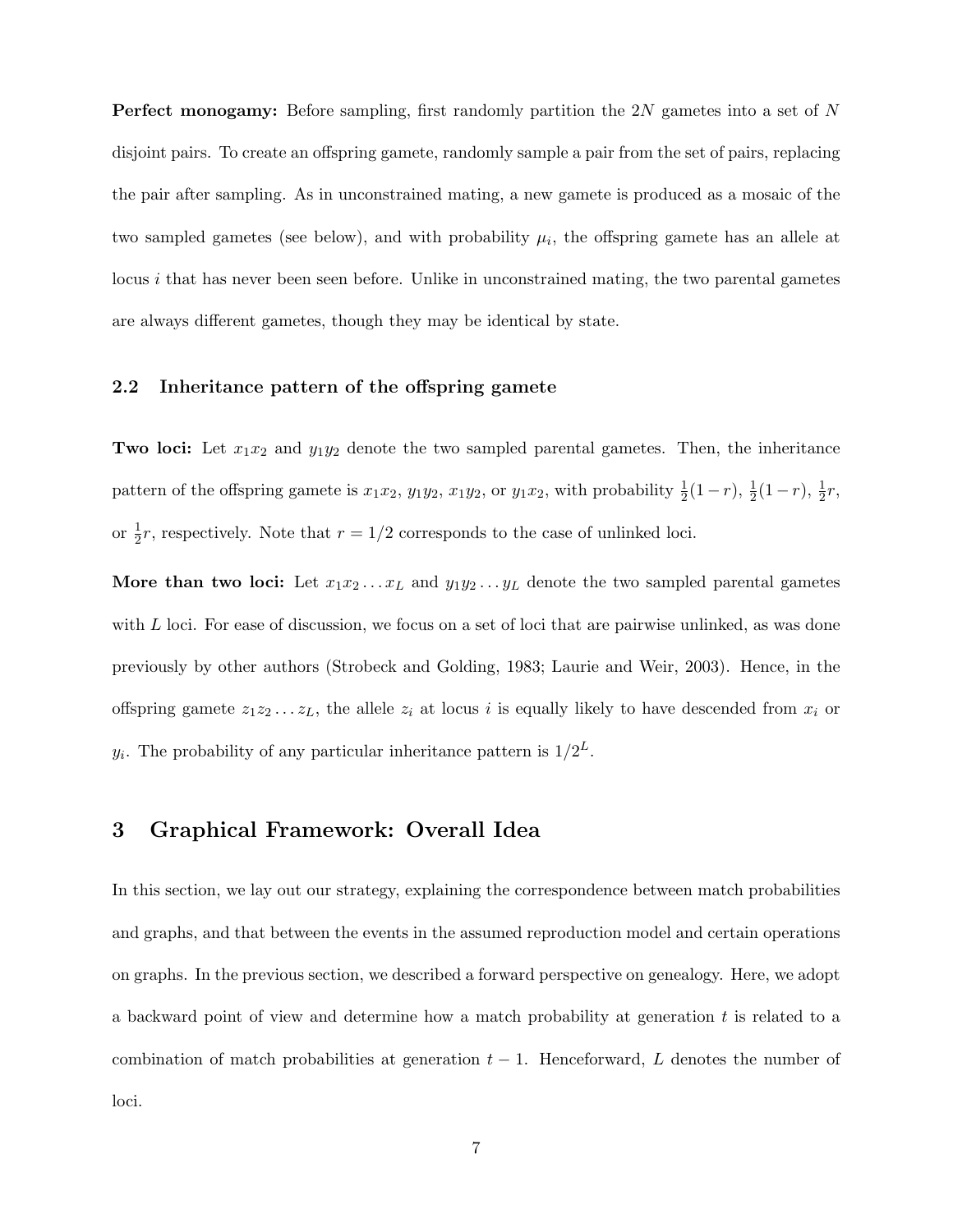**Perfect monogamy:** Before sampling, first randomly partition the $2N$ gametes into a set of $N$ disjoint pairs. To create an offspring gamete, randomly sample a pair from the set of pairs, replacing the pair after sampling. As in unconstrained mating, a new gamete is produced as a mosaic of the two sampled gametes (see below), and with probability $\mu_i$, the offspring gamete has an allele at locus $i$ that has never been seen before. Unlike in unconstrained mating, the two parental gametes are always different gametes, though they may be identical by state.

### 2.2 Inheritance pattern of the offspring gamete

**Two loci:** Let $x_1x_2$ and $y_1y_2$ denote the two sampled parental gametes. Then, the inheritance pattern of the offspring gamete is $x_1x_2$, $y_1y_2$, $x_1y_2$, or $y_1x_2$, with probability $\frac{1}{2}(1-r)$, $\frac{1}{2}(1-r)$, $\frac{1}{2}r$, or $\frac{1}{2}r$, respectively. Note that $r = 1/2$ corresponds to the case of unlinked loci.

**More than two loci:** Let $x_1x_2 \ldots x_L$ and $y_1y_2 \ldots y_L$ denote the two sampled parental gametes with $L$ loci. For ease of discussion, we focus on a set of loci that are pairwise unlinked, as was done previously by other authors (Strobeck and Golding, 1983; Laurie and Weir, 2003). Hence, in the offspring gamete $z_1z_2 \ldots z_L$, the allele $z_i$ at locus $i$ is equally likely to have descended from $x_i$ or $y_i$. The probability of any particular inheritance pattern is $1/2^L$.

## 3 Graphical Framework: Overall Idea

In this section, we lay out our strategy, explaining the correspondence between match probabilities and graphs, and that between the events in the assumed reproduction model and certain operations on graphs. In the previous section, we described a forward perspective on genealogy. Here, we adopt a backward point of view and determine how a match probability at generation $t$ is related to a combination of match probabilities at generation $t-1$. Henceforward, $L$ denotes the number of loci.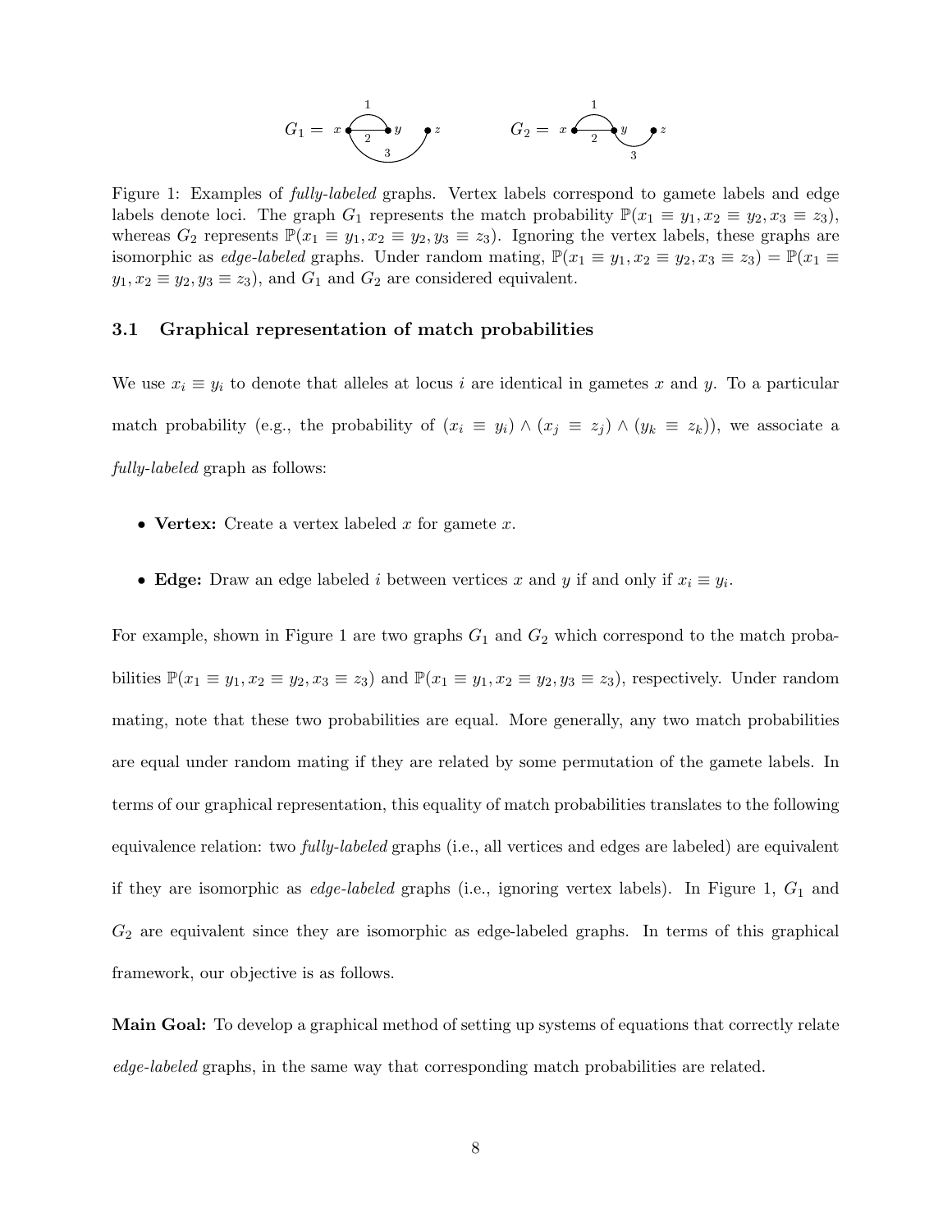Figure 1: Examples of *fully-labeled* graphs. Vertex labels correspond to gamete labels and edge labels denote loci. The graph $G_1$ represents the match probability $\mathbb{P}(x_1 \equiv y_1, x_2 \equiv y_2, x_3 \equiv z_3)$, whereas $G_2$ represents $\mathbb{P}(x_1 \equiv y_1, x_2 \equiv y_2, y_3 \equiv z_3)$. Ignoring the vertex labels, these graphs are isomorphic as *edge-labeled* graphs. Under random mating, $\mathbb{P}(x_1 \equiv y_1, x_2 \equiv y_2, x_3 \equiv z_3) = \mathbb{P}(x_1 \equiv y_1, x_2 \equiv y_2, y_3 \equiv z_3)$, and $G_1$ and $G_2$ are considered equivalent.

### 3.1 Graphical representation of match probabilities

We use $x_i \equiv y_i$ to denote that alleles at locus $i$ are identical in gametes $x$ and $y$. To a particular match probability (e.g., the probability of $(x_i \equiv y_i) \wedge (x_j \equiv z_j) \wedge (y_k \equiv z_k)$), we associate a *fully-labeled* graph as follows:

- **Vertex:** Create a vertex labeled $x$ for gamete $x$.
- **Edge:** Draw an edge labeled $i$ between vertices $x$ and $y$ if and only if $x_i \equiv y_i$.

For example, shown in Figure 1 are two graphs $G_1$ and $G_2$ which correspond to the match probabilities $\mathbb{P}(x_1 \equiv y_1, x_2 \equiv y_2, x_3 \equiv z_3)$ and $\mathbb{P}(x_1 \equiv y_1, x_2 \equiv y_2, y_3 \equiv z_3)$, respectively. Under random mating, note that these two probabilities are equal. More generally, any two match probabilities are equal under random mating if they are related by some permutation of the gamete labels. In terms of our graphical representation, this equality of match probabilities translates to the following equivalence relation: two *fully-labeled* graphs (i.e., all vertices and edges are labeled) are equivalent if they are isomorphic as *edge-labeled* graphs (i.e., ignoring vertex labels). In Figure 1, $G_1$ and $G_2$ are equivalent since they are isomorphic as edge-labeled graphs. In terms of this graphical framework, our objective is as follows.

**Main Goal:** To develop a graphical method of setting up systems of equations that correctly relate *edge-labeled* graphs, in the same way that corresponding match probabilities are related.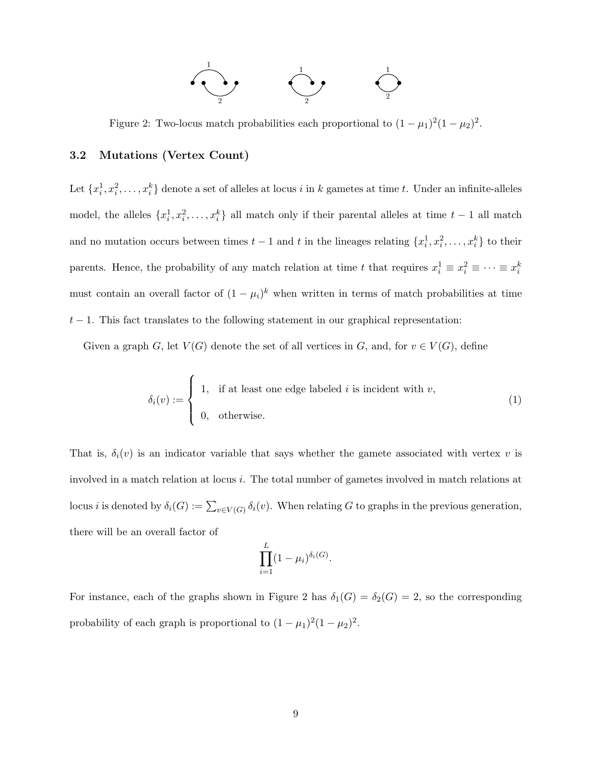Figure 2: Two-locus match probabilities each proportional to $(1-\mu_1)^2(1-\mu_2)^2$.

### 3.2 Mutations (Vertex Count)

Let $\{x_i^1, x_i^2, \ldots, x_i^k\}$ denote a set of alleles at locus $i$ in $k$ gametes at time $t$. Under an infinite-alleles model, the alleles $\{x_i^1, x_i^2, \ldots, x_i^k\}$ all match only if their parental alleles at time $t-1$ all match and no mutation occurs between times $t-1$ and $t$ in the lineages relating $\{x_i^1, x_i^2, \ldots, x_i^k\}$ to their parents. Hence, the probability of any match relation at time $t$ that requires $x_i^1 \equiv x_i^2 \equiv \cdots \equiv x_i^k$ must contain an overall factor of $(1-\mu_i)^k$ when written in terms of match probabilities at time $t-1$. This fact translates to the following statement in our graphical representation:

Given a graph $G$, let $V(G)$ denote the set of all vertices in $G$, and, for $v \in V(G)$, define

$$\delta_i(v) := \begin{cases} 1, & \text{if at least one edge labeled } i \text{ is incident with } v, \\ 0, & \text{otherwise.} \end{cases} \tag{1}$$

That is, $\delta_i(v)$ is an indicator variable that says whether the gamete associated with vertex $v$ is involved in a match relation at locus $i$. The total number of gametes involved in match relations at locus $i$ is denoted by $\delta_i(G) := \sum_{v \in V(G)} \delta_i(v)$. When relating $G$ to graphs in the previous generation, there will be an overall factor of

$$\prod_{i=1}^{L} (1-\mu_i)^{\delta_i(G)}.$$

For instance, each of the graphs shown in Figure 2 has $\delta_1(G) = \delta_2(G) = 2$, so the corresponding probability of each graph is proportional to $(1-\mu_1)^2(1-\mu_2)^2$.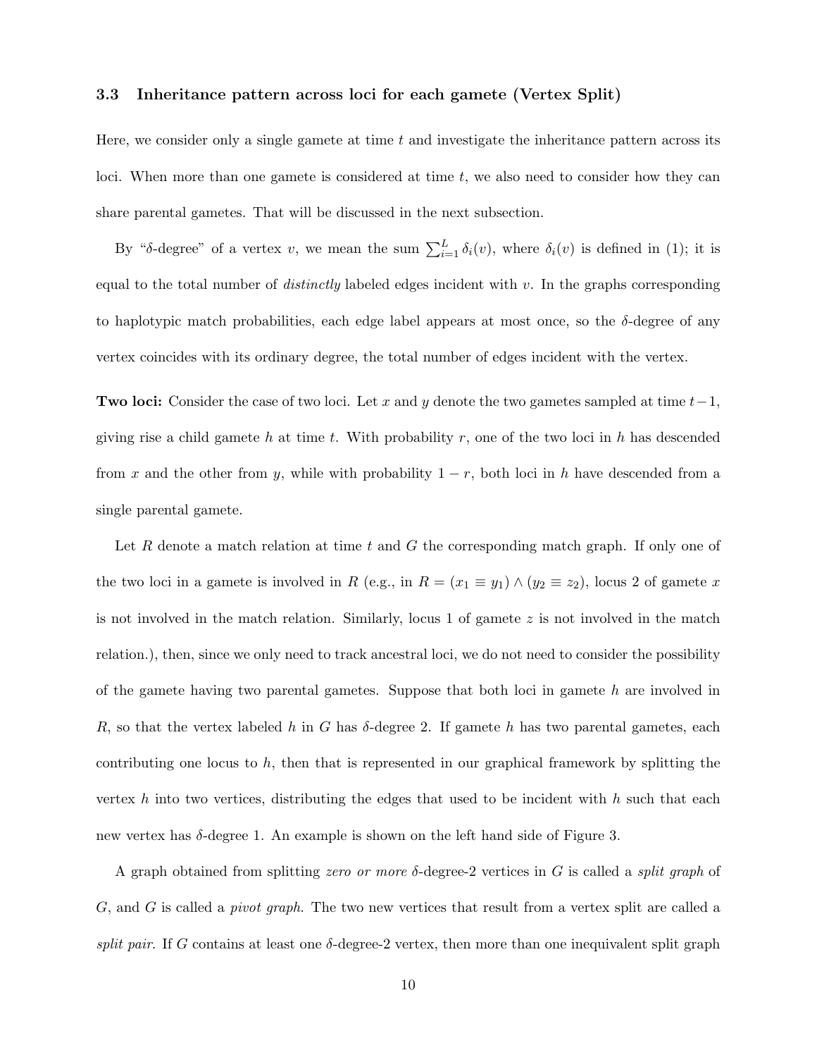### 3.3 Inheritance pattern across loci for each gamete (Vertex Split)

Here, we consider only a single gamete at time $t$ and investigate the inheritance pattern across its loci. When more than one gamete is considered at time $t$, we also need to consider how they can share parental gametes. That will be discussed in the next subsection.

By "$\delta$-degree" of a vertex $v$, we mean the sum $\sum_{i=1}^{L} \delta_i(v)$, where $\delta_i(v)$ is defined in (1); it is equal to the total number of *distinctly* labeled edges incident with $v$. In the graphs corresponding to haplotypic match probabilities, each edge label appears at most once, so the $\delta$-degree of any vertex coincides with its ordinary degree, the total number of edges incident with the vertex.

**Two loci:** Consider the case of two loci. Let $x$ and $y$ denote the two gametes sampled at time $t-1$, giving rise a child gamete $h$ at time $t$. With probability $r$, one of the two loci in $h$ has descended from $x$ and the other from $y$, while with probability $1-r$, both loci in $h$ have descended from a single parental gamete.

Let $R$ denote a match relation at time $t$ and $G$ the corresponding match graph. If only one of the two loci in a gamete is involved in $R$ (e.g., in $R = (x_1 \equiv y_1) \wedge (y_2 \equiv z_2)$, locus 2 of gamete $x$ is not involved in the match relation. Similarly, locus 1 of gamete $z$ is not involved in the match relation.), then, since we only need to track ancestral loci, we do not need to consider the possibility of the gamete having two parental gametes. Suppose that both loci in gamete $h$ are involved in $R$, so that the vertex labeled $h$ in $G$ has $\delta$-degree 2. If gamete $h$ has two parental gametes, each contributing one locus to $h$, then that is represented in our graphical framework by splitting the vertex $h$ into two vertices, distributing the edges that used to be incident with $h$ such that each new vertex has $\delta$-degree 1. An example is shown on the left hand side of Figure 3.

A graph obtained from splitting *zero or more* $\delta$-degree-2 vertices in $G$ is called a *split graph* of $G$, and $G$ is called a *pivot graph*. The two new vertices that result from a vertex split are called a *split pair*. If $G$ contains at least one $\delta$-degree-2 vertex, then more than one inequivalent split graph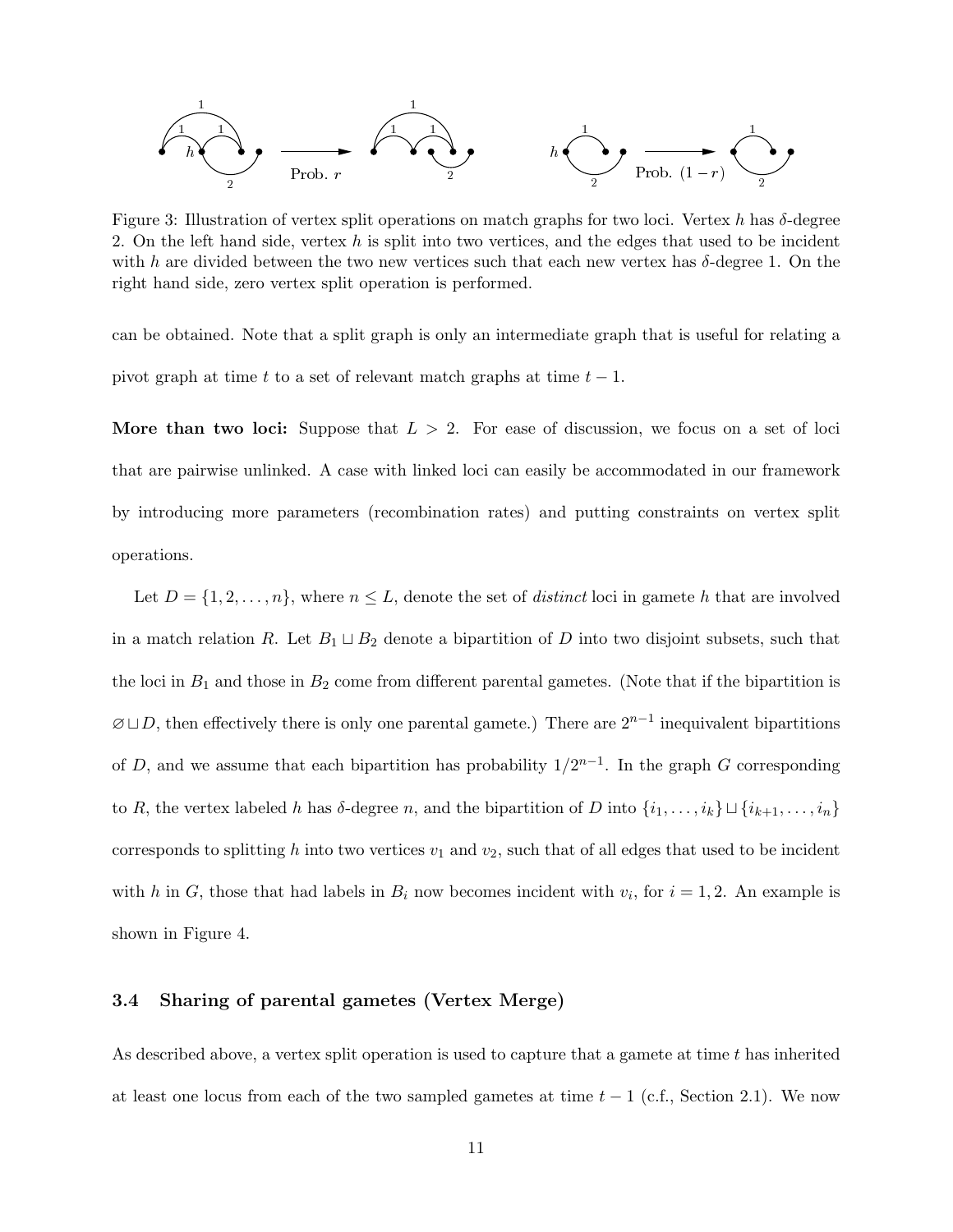Figure 3: Illustration of vertex split operations on match graphs for two loci. Vertex $h$ has $\delta$-degree 2. On the left hand side, vertex $h$ is split into two vertices, and the edges that used to be incident with $h$ are divided between the two new vertices such that each new vertex has $\delta$-degree 1. On the right hand side, zero vertex split operation is performed.

can be obtained. Note that a split graph is only an intermediate graph that is useful for relating a pivot graph at time $t$ to a set of relevant match graphs at time $t-1$.

**More than two loci:** Suppose that $L > 2$. For ease of discussion, we focus on a set of loci that are pairwise unlinked. A case with linked loci can easily be accommodated in our framework by introducing more parameters (recombination rates) and putting constraints on vertex split operations.

Let $D = \{1, 2, \ldots, n\}$, where $n \leq L$, denote the set of *distinct* loci in gamete $h$ that are involved in a match relation $R$. Let $B_1 \sqcup B_2$ denote a bipartition of $D$ into two disjoint subsets, such that the loci in $B_1$ and those in $B_2$ come from different parental gametes. (Note that if the bipartition is $\varnothing \sqcup D$, then effectively there is only one parental gamete.) There are $2^{n-1}$ inequivalent bipartitions of $D$, and we assume that each bipartition has probability $1/2^{n-1}$. In the graph $G$ corresponding to $R$, the vertex labeled $h$ has $\delta$-degree $n$, and the bipartition of $D$ into $\{i_1, \ldots, i_k\} \sqcup \{i_{k+1}, \ldots, i_n\}$ corresponds to splitting $h$ into two vertices $v_1$ and $v_2$, such that of all edges that used to be incident with $h$ in $G$, those that had labels in $B_i$ now becomes incident with $v_i$, for $i = 1, 2$. An example is shown in Figure 4.

### 3.4 Sharing of parental gametes (Vertex Merge)

As described above, a vertex split operation is used to capture that a gamete at time $t$ has inherited at least one locus from each of the two sampled gametes at time $t-1$ (c.f., Section 2.1). We now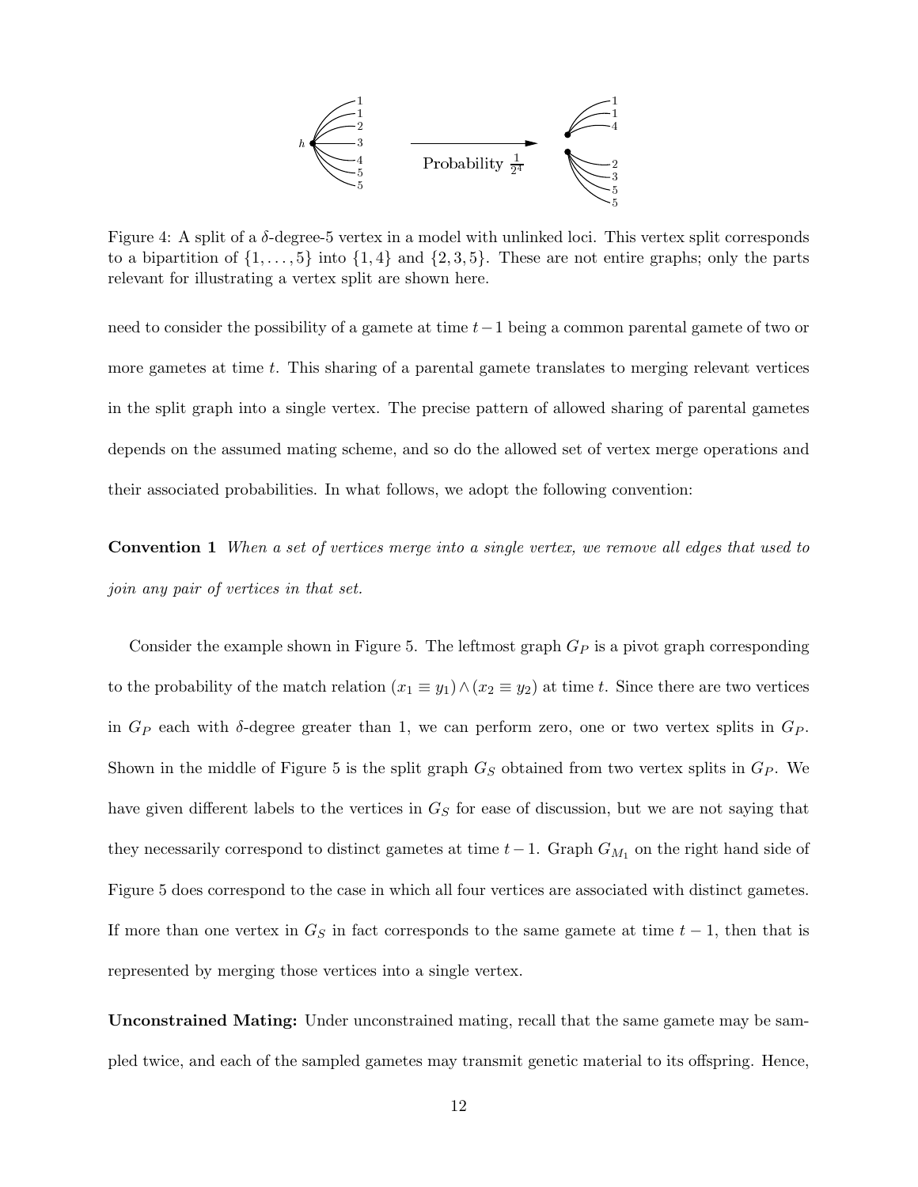Figure 4: A split of a $\delta$-degree-5 vertex in a model with unlinked loci. This vertex split corresponds to a bipartition of $\{1, \ldots, 5\}$ into $\{1, 4\}$ and $\{2, 3, 5\}$. These are not entire graphs; only the parts relevant for illustrating a vertex split are shown here.

need to consider the possibility of a gamete at time $t-1$ being a common parental gamete of two or more gametes at time $t$. This sharing of a parental gamete translates to merging relevant vertices in the split graph into a single vertex. The precise pattern of allowed sharing of parental gametes depends on the assumed mating scheme, and so do the allowed set of vertex merge operations and their associated probabilities. In what follows, we adopt the following convention:

**Convention 1** *When a set of vertices merge into a single vertex, we remove all edges that used to join any pair of vertices in that set.*

Consider the example shown in Figure 5. The leftmost graph $G_P$ is a pivot graph corresponding to the probability of the match relation $(x_1 \equiv y_1) \wedge (x_2 \equiv y_2)$ at time $t$. Since there are two vertices in $G_P$ each with $\delta$-degree greater than 1, we can perform zero, one or two vertex splits in $G_P$. Shown in the middle of Figure 5 is the split graph $G_S$ obtained from two vertex splits in $G_P$. We have given different labels to the vertices in $G_S$ for ease of discussion, but we are not saying that they necessarily correspond to distinct gametes at time $t-1$. Graph $G_{M_1}$ on the right hand side of Figure 5 does correspond to the case in which all four vertices are associated with distinct gametes. If more than one vertex in $G_S$ in fact corresponds to the same gamete at time $t-1$, then that is represented by merging those vertices into a single vertex.

**Unconstrained Mating:** Under unconstrained mating, recall that the same gamete may be sampled twice, and each of the sampled gametes may transmit genetic material to its offspring. Hence,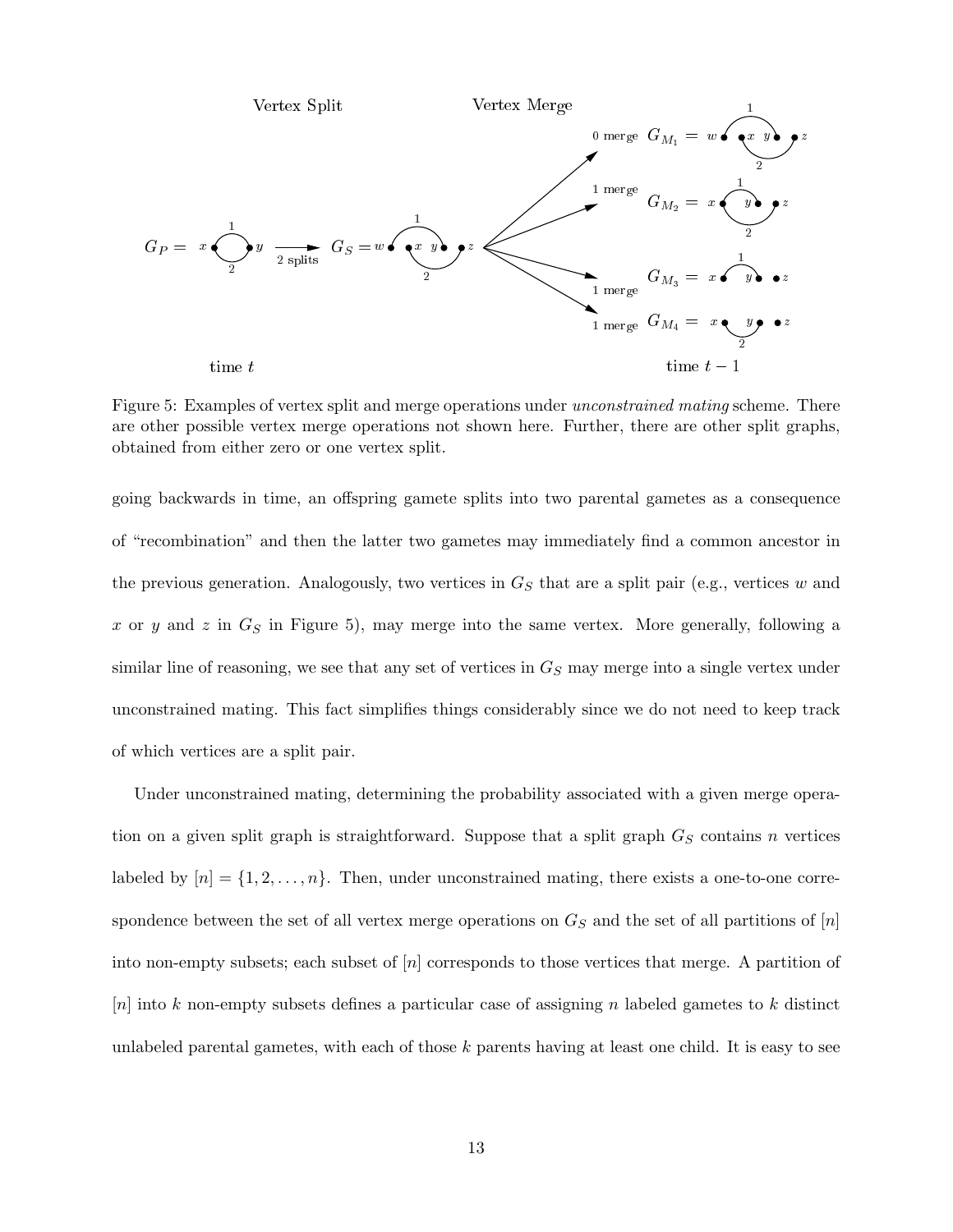Figure 5: Examples of vertex split and merge operations under *unconstrained mating* scheme. There are other possible vertex merge operations not shown here. Further, there are other split graphs, obtained from either zero or one vertex split.

going backwards in time, an offspring gamete splits into two parental gametes as a consequence of "recombination" and then the latter two gametes may immediately find a common ancestor in the previous generation. Analogously, two vertices in $G_S$ that are a split pair (e.g., vertices $w$ and $x$ or $y$ and $z$ in $G_S$ in Figure 5), may merge into the same vertex. More generally, following a similar line of reasoning, we see that any set of vertices in $G_S$ may merge into a single vertex under unconstrained mating. This fact simplifies things considerably since we do not need to keep track of which vertices are a split pair.

Under unconstrained mating, determining the probability associated with a given merge operation on a given split graph is straightforward. Suppose that a split graph $G_S$ contains $n$ vertices labeled by $[n] = \{1, 2, \ldots, n\}$. Then, under unconstrained mating, there exists a one-to-one correspondence between the set of all vertex merge operations on $G_S$ and the set of all partitions of $[n]$ into non-empty subsets; each subset of $[n]$ corresponds to those vertices that merge. A partition of $[n]$ into $k$ non-empty subsets defines a particular case of assigning $n$ labeled gametes to $k$ distinct unlabeled parental gametes, with each of those $k$ parents having at least one child. It is easy to see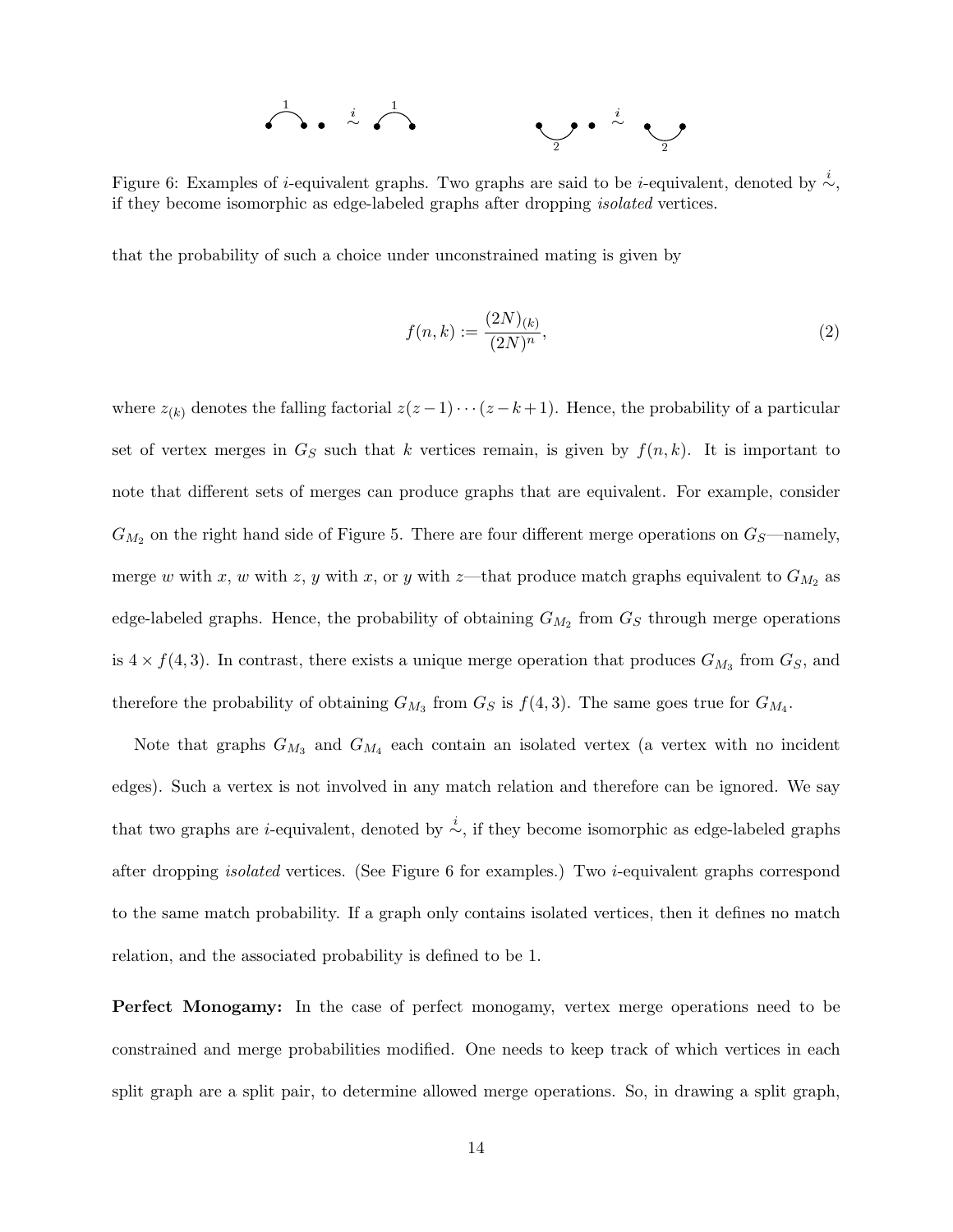Figure 6: Examples of $i$-equivalent graphs. Two graphs are said to be $i$-equivalent, denoted by $\stackrel{i}{\sim}$, if they become isomorphic as edge-labeled graphs after dropping *isolated* vertices.

that the probability of such a choice under unconstrained mating is given by

$$f(n,k) := \frac{(2N)_{(k)}}{(2N)^n}, \tag{2}$$

where $z_{(k)}$ denotes the falling factorial $z(z-1)\cdots(z-k+1)$. Hence, the probability of a particular set of vertex merges in $G_S$ such that $k$ vertices remain, is given by $f(n,k)$. It is important to note that different sets of merges can produce graphs that are equivalent. For example, consider $G_{M_2}$ on the right hand side of Figure 5. There are four different merge operations on $G_S$—namely, merge $w$ with $x$, $w$ with $z$, $y$ with $x$, or $y$ with $z$—that produce match graphs equivalent to $G_{M_2}$ as edge-labeled graphs. Hence, the probability of obtaining $G_{M_2}$ from $G_S$ through merge operations is $4 \times f(4,3)$. In contrast, there exists a unique merge operation that produces $G_{M_3}$ from $G_S$, and therefore the probability of obtaining $G_{M_3}$ from $G_S$ is $f(4,3)$. The same goes true for $G_{M_4}$.

Note that graphs $G_{M_3}$ and $G_{M_4}$ each contain an isolated vertex (a vertex with no incident edges). Such a vertex is not involved in any match relation and therefore can be ignored. We say that two graphs are $i$-equivalent, denoted by $\stackrel{i}{\sim}$, if they become isomorphic as edge-labeled graphs after dropping *isolated* vertices. (See Figure 6 for examples.) Two $i$-equivalent graphs correspond to the same match probability. If a graph only contains isolated vertices, then it defines no match relation, and the associated probability is defined to be 1.

**Perfect Monogamy:** In the case of perfect monogamy, vertex merge operations need to be constrained and merge probabilities modified. One needs to keep track of which vertices in each split graph are a split pair, to determine allowed merge operations. So, in drawing a split graph,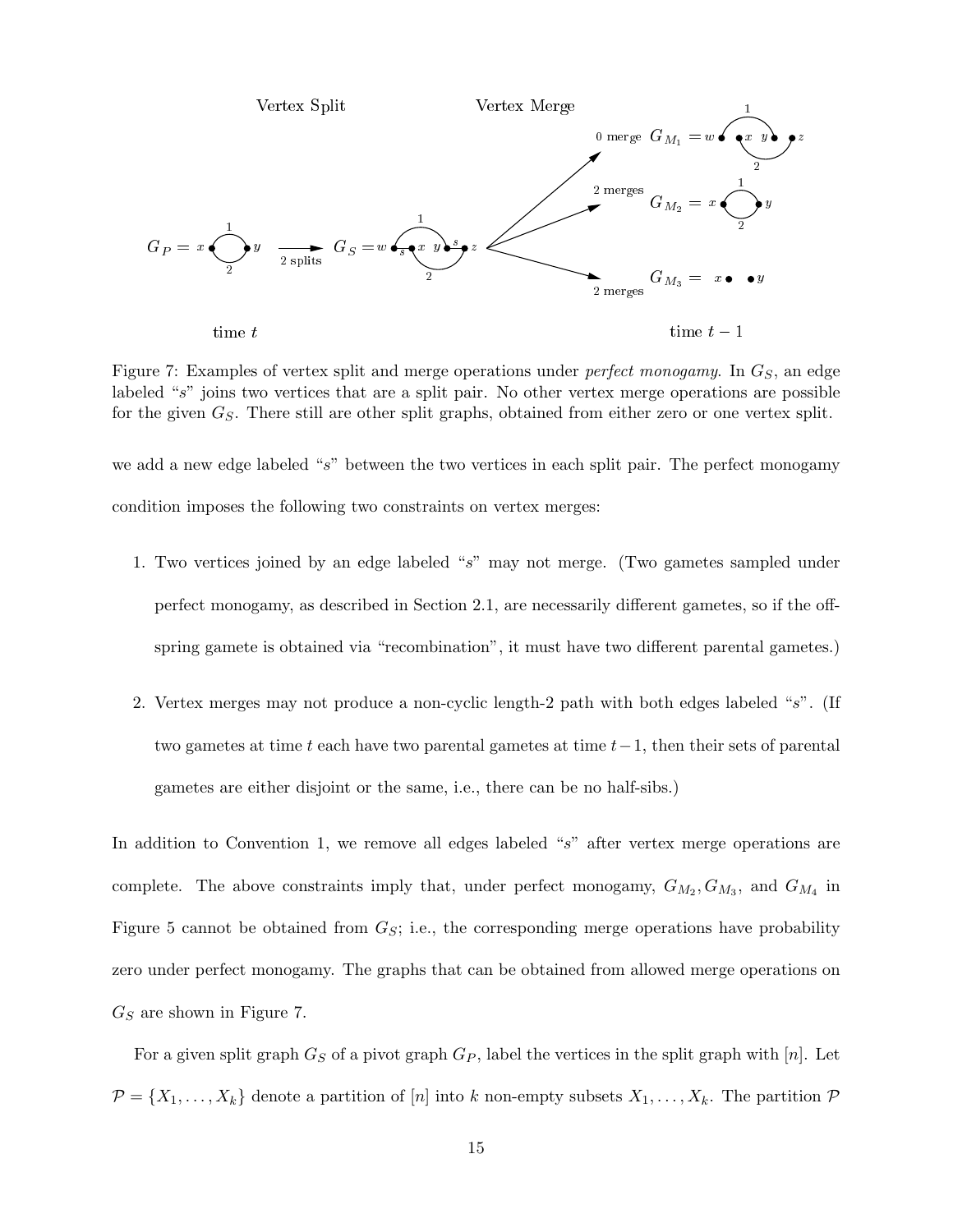Figure 7: Examples of vertex split and merge operations under *perfect monogamy*. In $G_S$, an edge labeled "$s$" joins two vertices that are a split pair. No other vertex merge operations are possible for the given $G_S$. There still are other split graphs, obtained from either zero or one vertex split.

we add a new edge labeled "$s$" between the two vertices in each split pair. The perfect monogamy condition imposes the following two constraints on vertex merges:

1. Two vertices joined by an edge labeled "$s$" may not merge. (Two gametes sampled under perfect monogamy, as described in Section 2.1, are necessarily different gametes, so if the offspring gamete is obtained via "recombination", it must have two different parental gametes.)

2. Vertex merges may not produce a non-cyclic length-2 path with both edges labeled "$s$". (If two gametes at time $t$ each have two parental gametes at time $t-1$, then their sets of parental gametes are either disjoint or the same, i.e., there can be no half-sibs.)

In addition to Convention 1, we remove all edges labeled "$s$" after vertex merge operations are complete. The above constraints imply that, under perfect monogamy, $G_{M_2}, G_{M_3}$, and $G_{M_4}$ in Figure 5 cannot be obtained from $G_S$; i.e., the corresponding merge operations have probability zero under perfect monogamy. The graphs that can be obtained from allowed merge operations on $G_S$ are shown in Figure 7.

For a given split graph $G_S$ of a pivot graph $G_P$, label the vertices in the split graph with $[n]$. Let $\mathcal{P} = \{X_1, \ldots, X_k\}$ denote a partition of $[n]$ into $k$ non-empty subsets $X_1, \ldots, X_k$. The partition $\mathcal{P}$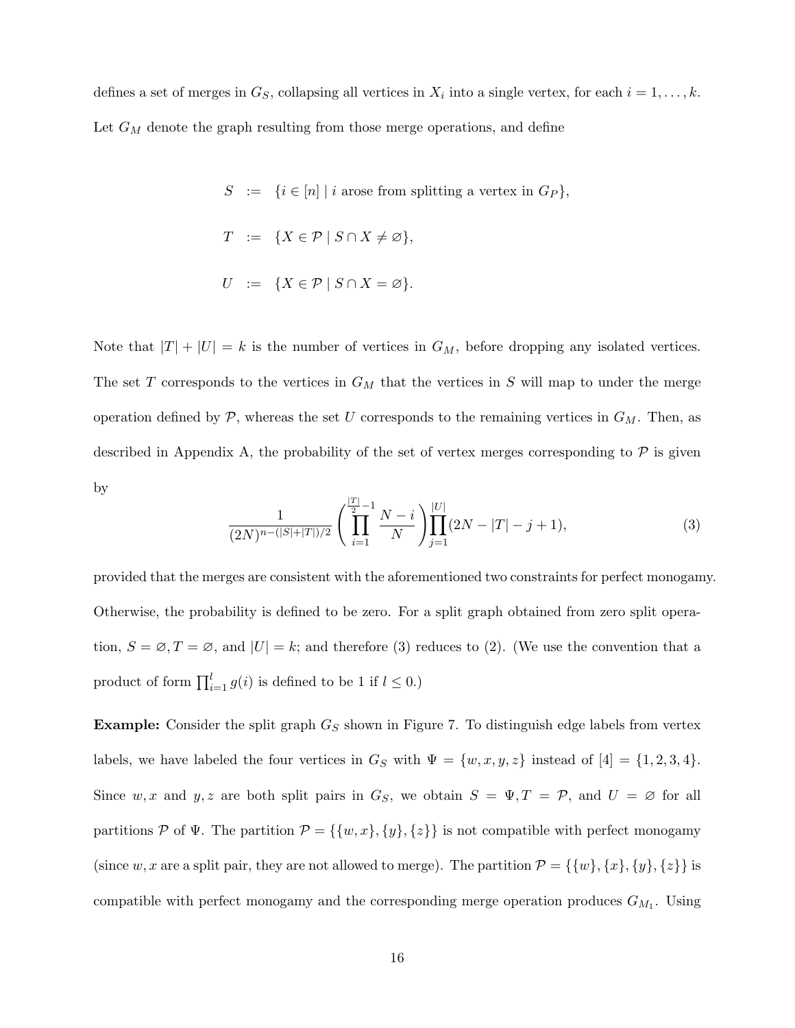defines a set of merges in $G_S$, collapsing all vertices in $X_i$ into a single vertex, for each $i = 1, \ldots, k$. Let $G_M$ denote the graph resulting from those merge operations, and define

$$
\begin{aligned}
S &:= \{i \in [n] \mid i \text{ arose from splitting a vertex in } G_P\}, \\
T &:= \{X \in \mathcal{P} \mid S \cap X \neq \varnothing\}, \\
U &:= \{X \in \mathcal{P} \mid S \cap X = \varnothing\}.
\end{aligned}
$$

Note that $|T| + |U| = k$ is the number of vertices in $G_M$, before dropping any isolated vertices. The set $T$ corresponds to the vertices in $G_M$ that the vertices in $S$ will map to under the merge operation defined by $\mathcal{P}$, whereas the set $U$ corresponds to the remaining vertices in $G_M$. Then, as described in Appendix A, the probability of the set of vertex merges corresponding to $\mathcal{P}$ is given by

$$
\frac{1}{(2N)^{n-(|S|+|T|)/2}} \left( \prod_{i=1}^{\frac{|T|}{2}-1} \frac{N-i}{N} \right) \prod_{j=1}^{|U|} (2N - |T| - j + 1), \tag{3}
$$

provided that the merges are consistent with the aforementioned two constraints for perfect monogamy. Otherwise, the probability is defined to be zero. For a split graph obtained from zero split operation, $S = \varnothing, T = \varnothing$, and $|U| = k$; and therefore (3) reduces to (2). (We use the convention that a product of form $\prod_{i=1}^{l} g(i)$ is defined to be 1 if $l \leq 0$.)

**Example:** Consider the split graph $G_S$ shown in Figure 7. To distinguish edge labels from vertex labels, we have labeled the four vertices in $G_S$ with $\Psi = \{w, x, y, z\}$ instead of $[4] = \{1, 2, 3, 4\}$. Since $w, x$ and $y, z$ are both split pairs in $G_S$, we obtain $S = \Psi, T = \mathcal{P}$, and $U = \varnothing$ for all partitions $\mathcal{P}$ of $\Psi$. The partition $\mathcal{P} = \{\{w, x\}, \{y\}, \{z\}\}$ is not compatible with perfect monogamy (since $w, x$ are a split pair, they are not allowed to merge). The partition $\mathcal{P} = \{\{w\}, \{x\}, \{y\}, \{z\}\}$ is compatible with perfect monogamy and the corresponding merge operation produces $G_{M_1}$. Using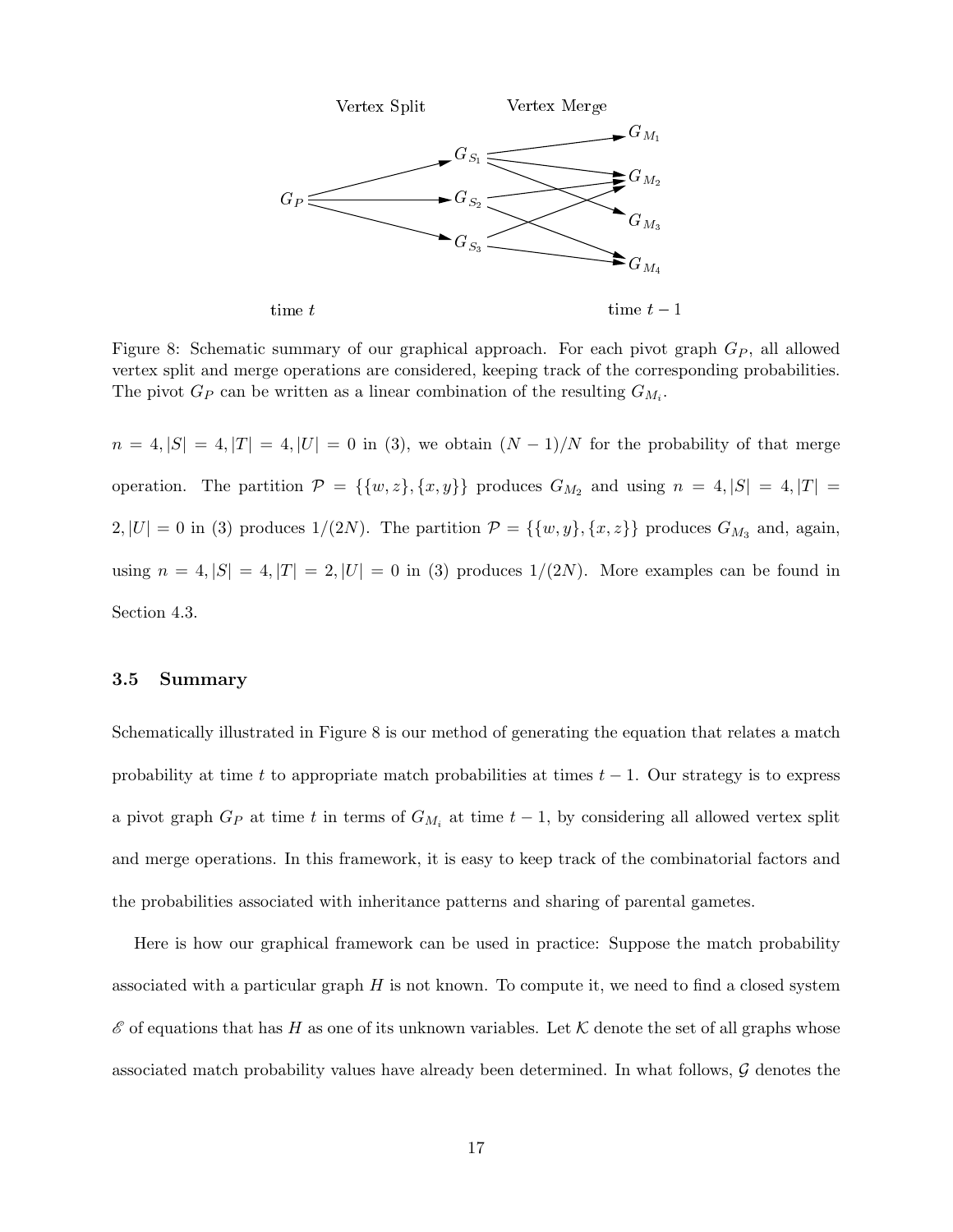Figure 8: Schematic summary of our graphical approach. For each pivot graph $G_P$, all allowed vertex split and merge operations are considered, keeping track of the corresponding probabilities. The pivot $G_P$ can be written as a linear combination of the resulting $G_{M_i}$.

$n = 4, |S| = 4, |T| = 4, |U| = 0$ in (3), we obtain $(N-1)/N$ for the probability of that merge operation. The partition $\mathcal{P} = \{\{w,z\},\{x,y\}\}$ produces $G_{M_2}$ and using $n = 4, |S| = 4, |T| = 2, |U| = 0$ in (3) produces $1/(2N)$. The partition $\mathcal{P} = \{\{w,y\},\{x,z\}\}$ produces $G_{M_3}$ and, again, using $n = 4, |S| = 4, |T| = 2, |U| = 0$ in (3) produces $1/(2N)$. More examples can be found in Section 4.3.

### 3.5 Summary

Schematically illustrated in Figure 8 is our method of generating the equation that relates a match probability at time $t$ to appropriate match probabilities at times $t-1$. Our strategy is to express a pivot graph $G_P$ at time $t$ in terms of $G_{M_i}$ at time $t-1$, by considering all allowed vertex split and merge operations. In this framework, it is easy to keep track of the combinatorial factors and the probabilities associated with inheritance patterns and sharing of parental gametes.

Here is how our graphical framework can be used in practice: Suppose the match probability associated with a particular graph $H$ is not known. To compute it, we need to find a closed system $\mathscr{E}$ of equations that has $H$ as one of its unknown variables. Let $\mathcal{K}$ denote the set of all graphs whose associated match probability values have already been determined. In what follows, $\mathcal{G}$ denotes the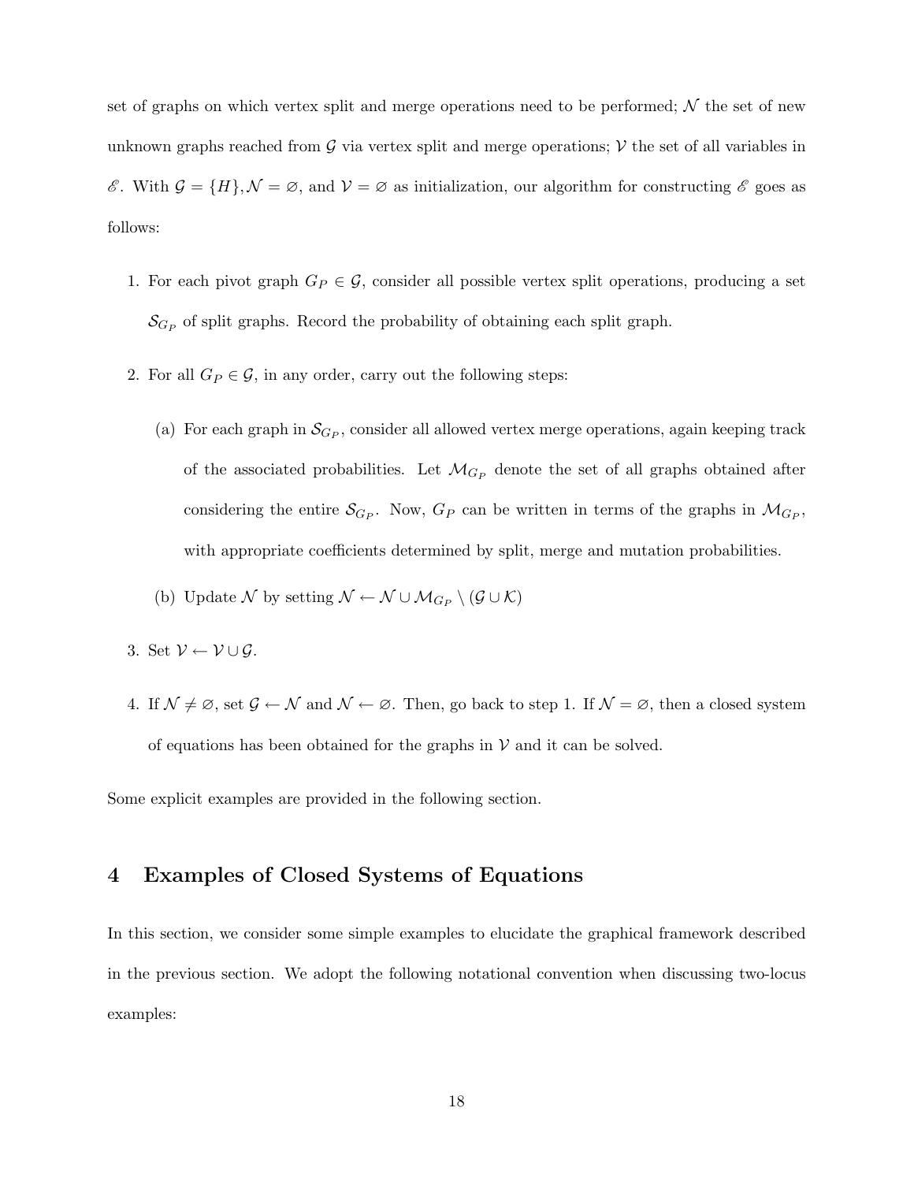set of graphs on which vertex split and merge operations need to be performed; $\mathcal{N}$ the set of new unknown graphs reached from $\mathcal{G}$ via vertex split and merge operations; $\mathcal{V}$ the set of all variables in $\mathscr{E}$. With $\mathcal{G} = \{H\}, \mathcal{N} = \varnothing$, and $\mathcal{V} = \varnothing$ as initialization, our algorithm for constructing $\mathscr{E}$ goes as follows:

1. For each pivot graph $G_P \in \mathcal{G}$, consider all possible vertex split operations, producing a set $\mathcal{S}_{G_P}$ of split graphs. Record the probability of obtaining each split graph.
2. For all $G_P \in \mathcal{G}$, in any order, carry out the following steps:
   (a) For each graph in $\mathcal{S}_{G_P}$, consider all allowed vertex merge operations, again keeping track of the associated probabilities. Let $\mathcal{M}_{G_P}$ denote the set of all graphs obtained after considering the entire $\mathcal{S}_{G_P}$. Now, $G_P$ can be written in terms of the graphs in $\mathcal{M}_{G_P}$, with appropriate coefficients determined by split, merge and mutation probabilities.
   (b) Update $\mathcal{N}$ by setting $\mathcal{N} \leftarrow \mathcal{N} \cup \mathcal{M}_{G_P} \setminus (\mathcal{G} \cup \mathcal{K})$
3. Set $\mathcal{V} \leftarrow \mathcal{V} \cup \mathcal{G}$.
4. If $\mathcal{N} \neq \varnothing$, set $\mathcal{G} \leftarrow \mathcal{N}$ and $\mathcal{N} \leftarrow \varnothing$. Then, go back to step 1. If $\mathcal{N} = \varnothing$, then a closed system of equations has been obtained for the graphs in $\mathcal{V}$ and it can be solved.

Some explicit examples are provided in the following section.

# 4 Examples of Closed Systems of Equations

In this section, we consider some simple examples to elucidate the graphical framework described in the previous section. We adopt the following notational convention when discussing two-locus examples: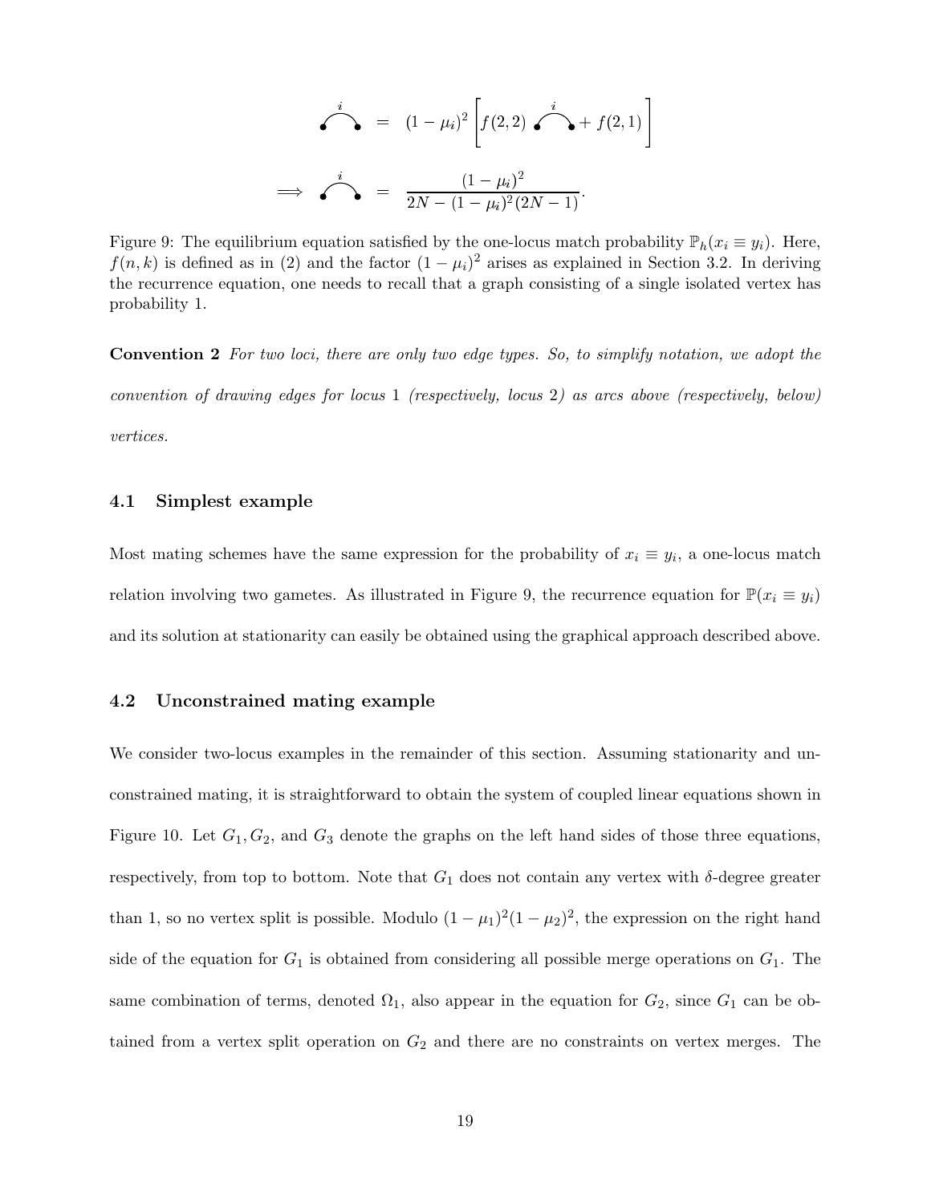$$
\overset{i}{\frown} = (1-\mu_i)^2 \left[ f(2,2) \overset{i}{\frown} + f(2,1) \right]
$$

$$
\Longrightarrow \overset{i}{\frown} = \frac{(1-\mu_i)^2}{2N - (1-\mu_i)^2(2N-1)}.
$$

Figure 9: The equilibrium equation satisfied by the one-locus match probability $\mathbb{P}_h(x_i \equiv y_i)$. Here, $f(n,k)$ is defined as in (2) and the factor $(1-\mu_i)^2$ arises as explained in Section 3.2. In deriving the recurrence equation, one needs to recall that a graph consisting of a single isolated vertex has probability 1.

**Convention 2** *For two loci, there are only two edge types. So, to simplify notation, we adopt the convention of drawing edges for locus* 1 *(respectively, locus* 2*) as arcs above (respectively, below) vertices.*

### 4.1 Simplest example

Most mating schemes have the same expression for the probability of $x_i \equiv y_i$, a one-locus match relation involving two gametes. As illustrated in Figure 9, the recurrence equation for $\mathbb{P}(x_i \equiv y_i)$ and its solution at stationarity can easily be obtained using the graphical approach described above.

### 4.2 Unconstrained mating example

We consider two-locus examples in the remainder of this section. Assuming stationarity and unconstrained mating, it is straightforward to obtain the system of coupled linear equations shown in Figure 10. Let $G_1, G_2$, and $G_3$ denote the graphs on the left hand sides of those three equations, respectively, from top to bottom. Note that $G_1$ does not contain any vertex with $\delta$-degree greater than 1, so no vertex split is possible. Modulo $(1-\mu_1)^2(1-\mu_2)^2$, the expression on the right hand side of the equation for $G_1$ is obtained from considering all possible merge operations on $G_1$. The same combination of terms, denoted $\Omega_1$, also appear in the equation for $G_2$, since $G_1$ can be obtained from a vertex split operation on $G_2$ and there are no constraints on vertex merges. The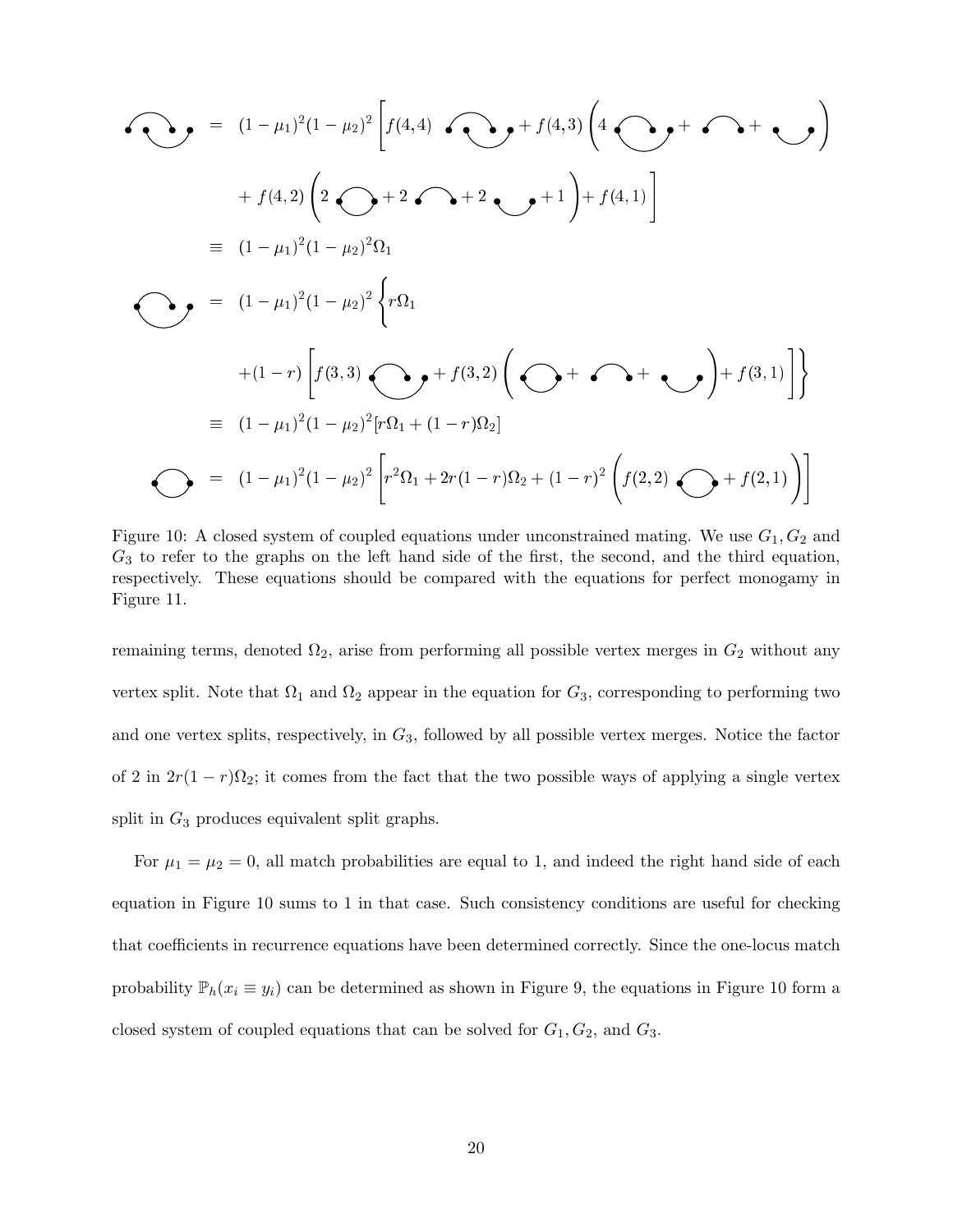$$= (1-\mu_1)^2(1-\mu_2)^2 \Big[ f(4,4) \; G + f(4,3) \big( 4 \; G + G + G \big) + f(4,2) \big( 2 \; G + 2 \; G + 2 \; G + 1 \big) + f(4,1) \Big]$$

$$\equiv (1-\mu_1)^2(1-\mu_2)^2 \Omega_1$$

$$= (1-\mu_1)^2(1-\mu_2)^2 \Big\{ r\Omega_1 + (1-r) \Big[ f(3,3) \; G + f(3,2) \big( G + G + G \big) + f(3,1) \Big] \Big\}$$

$$\equiv (1-\mu_1)^2(1-\mu_2)^2 [r\Omega_1 + (1-r)\Omega_2]$$

$$= (1-\mu_1)^2(1-\mu_2)^2 \Big[ r^2\Omega_1 + 2r(1-r)\Omega_2 + (1-r)^2 \big( f(2,2) \; G + f(2,1) \big) \Big]$$

Figure 10: A closed system of coupled equations under unconstrained mating. We use $G_1, G_2$ and $G_3$ to refer to the graphs on the left hand side of the first, the second, and the third equation, respectively. These equations should be compared with the equations for perfect monogamy in Figure 11.

remaining terms, denoted $\Omega_2$, arise from performing all possible vertex merges in $G_2$ without any vertex split. Note that $\Omega_1$ and $\Omega_2$ appear in the equation for $G_3$, corresponding to performing two and one vertex splits, respectively, in $G_3$, followed by all possible vertex merges. Notice the factor of 2 in $2r(1-r)\Omega_2$; it comes from the fact that the two possible ways of applying a single vertex split in $G_3$ produces equivalent split graphs.

For $\mu_1 = \mu_2 = 0$, all match probabilities are equal to 1, and indeed the right hand side of each equation in Figure 10 sums to 1 in that case. Such consistency conditions are useful for checking that coefficients in recurrence equations have been determined correctly. Since the one-locus match probability $\mathbb{P}_h(x_i \equiv y_i)$ can be determined as shown in Figure 9, the equations in Figure 10 form a closed system of coupled equations that can be solved for $G_1, G_2$, and $G_3$.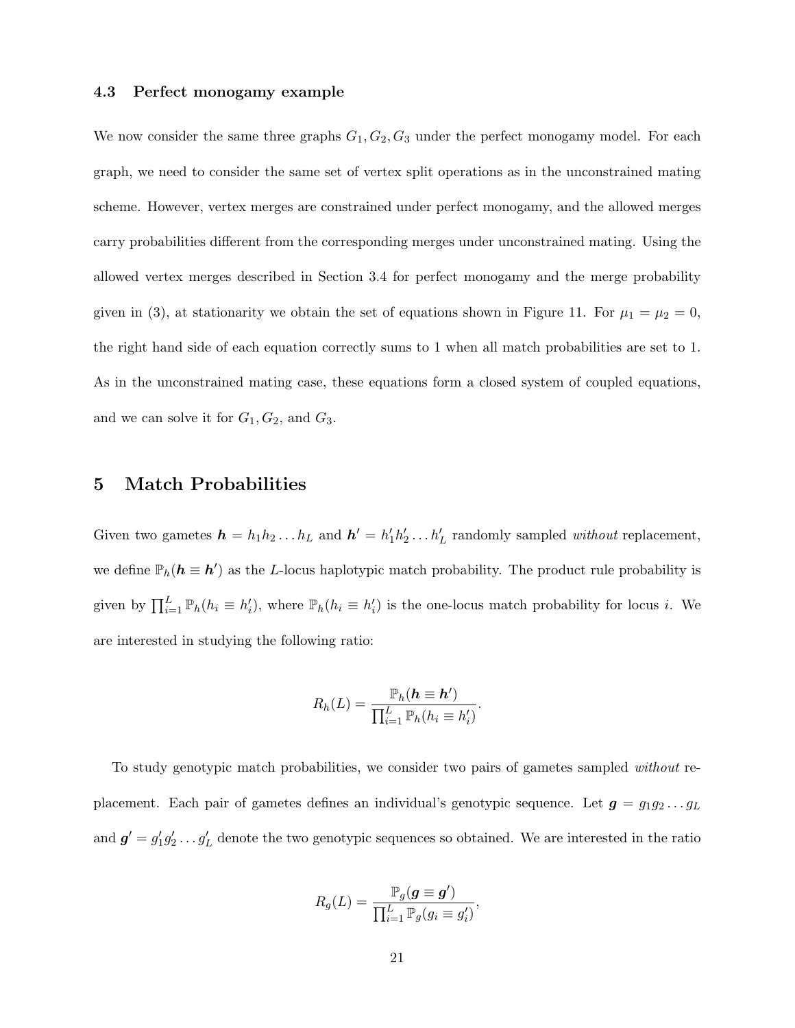### 4.3 Perfect monogamy example

We now consider the same three graphs $G_1, G_2, G_3$ under the perfect monogamy model. For each graph, we need to consider the same set of vertex split operations as in the unconstrained mating scheme. However, vertex merges are constrained under perfect monogamy, and the allowed merges carry probabilities different from the corresponding merges under unconstrained mating. Using the allowed vertex merges described in Section 3.4 for perfect monogamy and the merge probability given in (3), at stationarity we obtain the set of equations shown in Figure 11. For $\mu_1 = \mu_2 = 0$, the right hand side of each equation correctly sums to 1 when all match probabilities are set to 1. As in the unconstrained mating case, these equations form a closed system of coupled equations, and we can solve it for $G_1, G_2$, and $G_3$.

## 5 Match Probabilities

Given two gametes $\boldsymbol{h} = h_1 h_2 \dots h_L$ and $\boldsymbol{h}' = h'_1 h'_2 \dots h'_L$ randomly sampled *without* replacement, we define $\mathbb{P}_h(\boldsymbol{h} \equiv \boldsymbol{h}')$ as the $L$-locus haplotypic match probability. The product rule probability is given by $\prod_{i=1}^{L} \mathbb{P}_h(h_i \equiv h'_i)$, where $\mathbb{P}_h(h_i \equiv h'_i)$ is the one-locus match probability for locus $i$. We are interested in studying the following ratio:

$$R_h(L) = \frac{\mathbb{P}_h(\boldsymbol{h} \equiv \boldsymbol{h}')}{\prod_{i=1}^{L} \mathbb{P}_h(h_i \equiv h'_i)}.$$

To study genotypic match probabilities, we consider two pairs of gametes sampled *without* replacement. Each pair of gametes defines an individual's genotypic sequence. Let $\boldsymbol{g} = g_1 g_2 \dots g_L$ and $\boldsymbol{g}' = g'_1 g'_2 \dots g'_L$ denote the two genotypic sequences so obtained. We are interested in the ratio

$$R_g(L) = \frac{\mathbb{P}_g(\boldsymbol{g} \equiv \boldsymbol{g}')}{\prod_{i=1}^{L} \mathbb{P}_g(g_i \equiv g'_i)},$$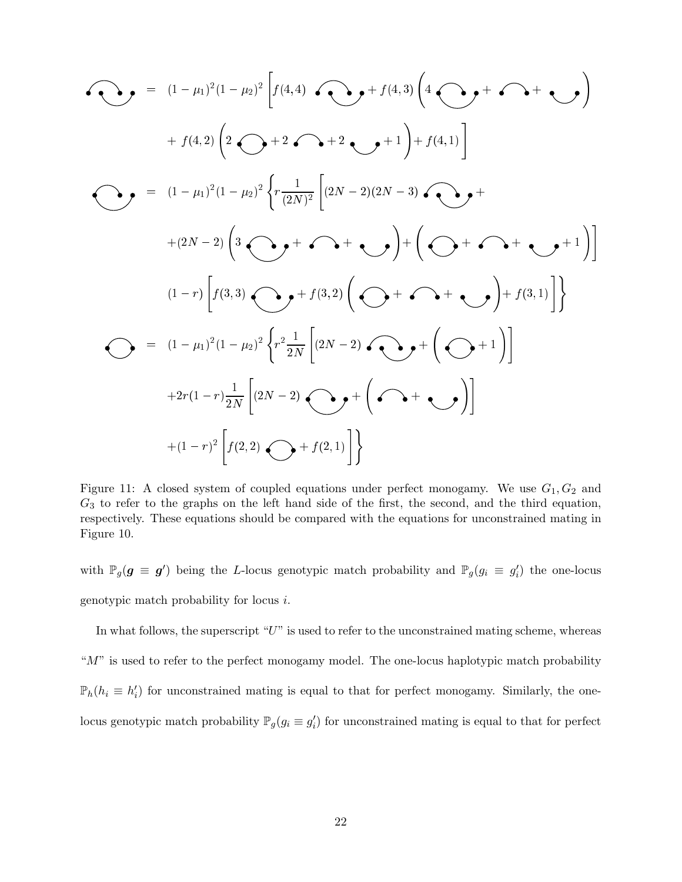$$G_1 = (1-\mu_1)^2(1-\mu_2)^2 \Big[ f(4,4)\, G_1 + f(4,3)\big(4 \cdot \text{[graph]} + \text{[graph]} + \text{[graph]}\big) + f(4,2)\big(2 \cdot \text{[graph]} + 2 \cdot \text{[graph]} + 2 \cdot \text{[graph]} + 1\big) + f(4,1) \Big]$$

$$G_2 = (1-\mu_1)^2(1-\mu_2)^2 \Big\{ r\frac{1}{(2N)^2}\Big[(2N-2)(2N-3)\, G_1 + (2N-2)\big(3 \cdot \text{[graph]} + \text{[graph]} + \text{[graph]}\big) + \big(\text{[graph]} + \text{[graph]} + \text{[graph]} + 1\big)\Big] + (1-r)\Big[f(3,3)\, G_2 + f(3,2)\big(\text{[graph]} + \text{[graph]} + \text{[graph]}\big) + f(3,1)\Big] \Big\}$$

$$G_3 = (1-\mu_1)^2(1-\mu_2)^2 \Big\{ r^2\frac{1}{2N}\Big[(2N-2)\, G_1 + \big(G_3 + 1\big)\Big] + 2r(1-r)\frac{1}{2N}\Big[(2N-2)\, G_2 + \big(\text{[graph]} + \text{[graph]}\big)\Big] + (1-r)^2\Big[f(2,2)\, G_3 + f(2,1)\Big] \Big\}$$

Figure 11: A closed system of coupled equations under perfect monogamy. We use $G_1, G_2$ and $G_3$ to refer to the graphs on the left hand side of the first, the second, and the third equation, respectively. These equations should be compared with the equations for unconstrained mating in Figure 10.

with $\mathbb{P}_g(\boldsymbol{g} \equiv \boldsymbol{g}')$ being the $L$-locus genotypic match probability and $\mathbb{P}_g(g_i \equiv g_i')$ the one-locus genotypic match probability for locus $i$.

In what follows, the superscript "$U$" is used to refer to the unconstrained mating scheme, whereas "$M$" is used to refer to the perfect monogamy model. The one-locus haplotypic match probability $\mathbb{P}_h(h_i \equiv h_i')$ for unconstrained mating is equal to that for perfect monogamy. Similarly, the one-locus genotypic match probability $\mathbb{P}_g(g_i \equiv g_i')$ for unconstrained mating is equal to that for perfect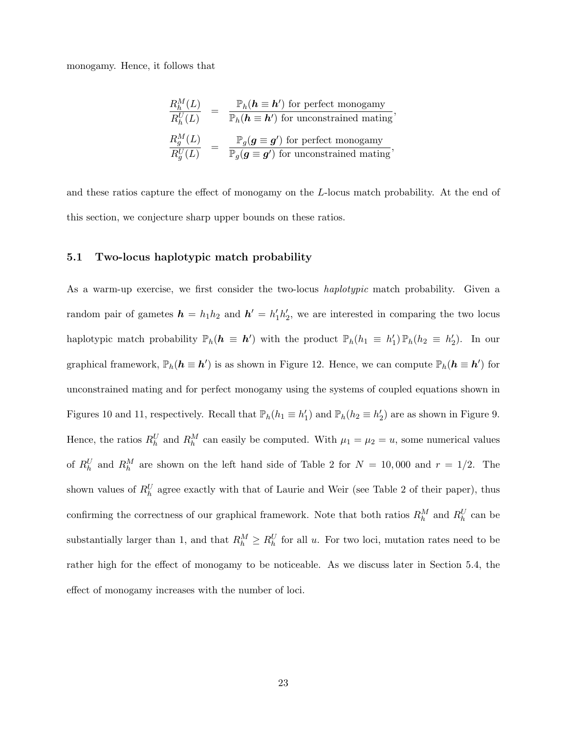monogamy. Hence, it follows that

$$
\begin{aligned}
\frac{R_h^M(L)}{R_h^U(L)} &= \frac{\mathbb{P}_h(\boldsymbol{h} \equiv \boldsymbol{h}') \text{ for perfect monogamy}}{\mathbb{P}_h(\boldsymbol{h} \equiv \boldsymbol{h}') \text{ for unconstrained mating}}, \\
\frac{R_g^M(L)}{R_g^U(L)} &= \frac{\mathbb{P}_g(\boldsymbol{g} \equiv \boldsymbol{g}') \text{ for perfect monogamy}}{\mathbb{P}_g(\boldsymbol{g} \equiv \boldsymbol{g}') \text{ for unconstrained mating}},
\end{aligned}
$$

and these ratios capture the effect of monogamy on the $L$-locus match probability. At the end of this section, we conjecture sharp upper bounds on these ratios.

### 5.1 Two-locus haplotypic match probability

As a warm-up exercise, we first consider the two-locus *haplotypic* match probability. Given a random pair of gametes $\boldsymbol{h} = h_1 h_2$ and $\boldsymbol{h}' = h_1' h_2'$, we are interested in comparing the two locus haplotypic match probability $\mathbb{P}_h(\boldsymbol{h} \equiv \boldsymbol{h}')$ with the product $\mathbb{P}_h(h_1 \equiv h_1')\,\mathbb{P}_h(h_2 \equiv h_2')$. In our graphical framework, $\mathbb{P}_h(\boldsymbol{h} \equiv \boldsymbol{h}')$ is as shown in Figure 12. Hence, we can compute $\mathbb{P}_h(\boldsymbol{h} \equiv \boldsymbol{h}')$ for unconstrained mating and for perfect monogamy using the systems of coupled equations shown in Figures 10 and 11, respectively. Recall that $\mathbb{P}_h(h_1 \equiv h_1')$ and $\mathbb{P}_h(h_2 \equiv h_2')$ are as shown in Figure 9. Hence, the ratios $R_h^U$ and $R_h^M$ can easily be computed. With $\mu_1 = \mu_2 = u$, some numerical values of $R_h^U$ and $R_h^M$ are shown on the left hand side of Table 2 for $N = 10,000$ and $r = 1/2$. The shown values of $R_h^U$ agree exactly with that of Laurie and Weir (see Table 2 of their paper), thus confirming the correctness of our graphical framework. Note that both ratios $R_h^M$ and $R_h^U$ can be substantially larger than 1, and that $R_h^M \geq R_h^U$ for all $u$. For two loci, mutation rates need to be rather high for the effect of monogamy to be noticeable. As we discuss later in Section 5.4, the effect of monogamy increases with the number of loci.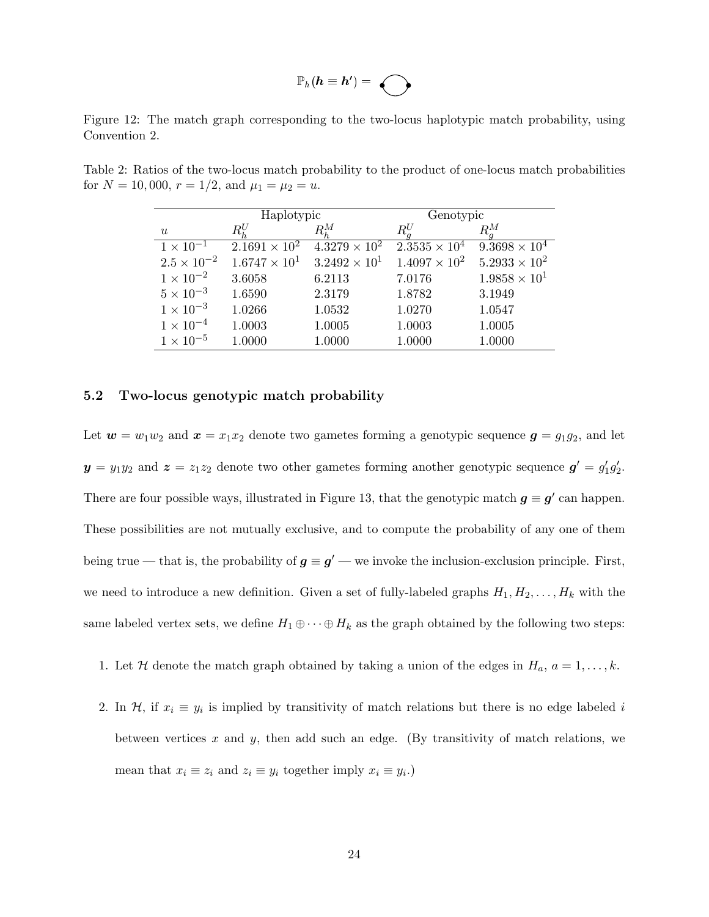$$\mathbb{P}_h(\boldsymbol{h} \equiv \boldsymbol{h}') =$$

Figure 12: The match graph corresponding to the two-locus haplotypic match probability, using Convention 2.

Table 2: Ratios of the two-locus match probability to the product of one-locus match probabilities for $N = 10,000$, $r = 1/2$, and $\mu_1 = \mu_2 = u$.

| | Haplotypic | | Genotypic | |
|---|---|---|---|---|
| $u$ | $R_h^U$ | $R_h^M$ | $R_g^U$ | $R_g^M$ |
| $1 \times 10^{-1}$ | $2.1691 \times 10^2$ | $4.3279 \times 10^2$ | $2.3535 \times 10^4$ | $9.3698 \times 10^4$ |
| $2.5 \times 10^{-2}$ | $1.6747 \times 10^1$ | $3.2492 \times 10^1$ | $1.4097 \times 10^2$ | $5.2933 \times 10^2$ |
| $1 \times 10^{-2}$ | 3.6058 | 6.2113 | 7.0176 | $1.9858 \times 10^1$ |
| $5 \times 10^{-3}$ | 1.6590 | 2.3179 | 1.8782 | 3.1949 |
| $1 \times 10^{-3}$ | 1.0266 | 1.0532 | 1.0270 | 1.0547 |
| $1 \times 10^{-4}$ | 1.0003 | 1.0005 | 1.0003 | 1.0005 |
| $1 \times 10^{-5}$ | 1.0000 | 1.0000 | 1.0000 | 1.0000 |

### 5.2 Two-locus genotypic match probability

Let $\boldsymbol{w} = w_1w_2$ and $\boldsymbol{x} = x_1x_2$ denote two gametes forming a genotypic sequence $\boldsymbol{g} = g_1g_2$, and let $\boldsymbol{y} = y_1y_2$ and $\boldsymbol{z} = z_1z_2$ denote two other gametes forming another genotypic sequence $\boldsymbol{g}' = g_1'g_2'$. There are four possible ways, illustrated in Figure 13, that the genotypic match $\boldsymbol{g} \equiv \boldsymbol{g}'$ can happen. These possibilities are not mutually exclusive, and to compute the probability of any one of them being true — that is, the probability of $\boldsymbol{g} \equiv \boldsymbol{g}'$ — we invoke the inclusion-exclusion principle. First, we need to introduce a new definition. Given a set of fully-labeled graphs $H_1, H_2, \ldots, H_k$ with the same labeled vertex sets, we define $H_1 \oplus \cdots \oplus H_k$ as the graph obtained by the following two steps:

1. Let $\mathcal{H}$ denote the match graph obtained by taking a union of the edges in $H_a$, $a = 1, \ldots, k$.
2. In $\mathcal{H}$, if $x_i \equiv y_i$ is implied by transitivity of match relations but there is no edge labeled $i$ between vertices $x$ and $y$, then add such an edge. (By transitivity of match relations, we mean that $x_i \equiv z_i$ and $z_i \equiv y_i$ together imply $x_i \equiv y_i$.)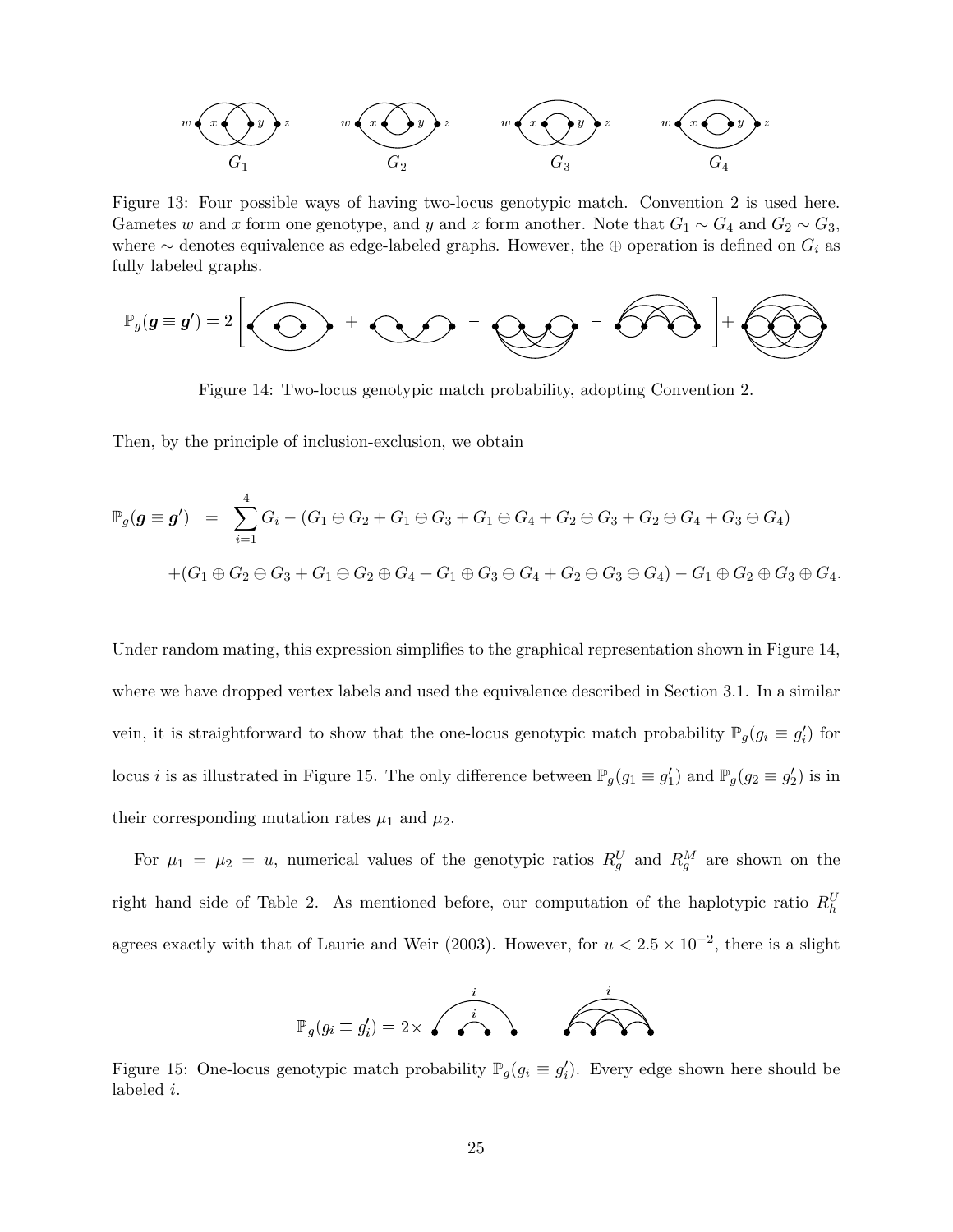Figure 13: Four possible ways of having two-locus genotypic match. Convention 2 is used here. Gametes $w$ and $x$ form one genotype, and $y$ and $z$ form another. Note that $G_1 \sim G_4$ and $G_2 \sim G_3$, where $\sim$ denotes equivalence as edge-labeled graphs. However, the $\oplus$ operation is defined on $G_i$ as fully labeled graphs.

Figure 14: Two-locus genotypic match probability, adopting Convention 2.

Then, by the principle of inclusion-exclusion, we obtain

$$
\begin{aligned}
\mathbb{P}_g(\boldsymbol{g} \equiv \boldsymbol{g}') &= \sum_{i=1}^{4} G_i - (G_1 \oplus G_2 + G_1 \oplus G_3 + G_1 \oplus G_4 + G_2 \oplus G_3 + G_2 \oplus G_4 + G_3 \oplus G_4) \\
&\quad + (G_1 \oplus G_2 \oplus G_3 + G_1 \oplus G_2 \oplus G_4 + G_1 \oplus G_3 \oplus G_4 + G_2 \oplus G_3 \oplus G_4) - G_1 \oplus G_2 \oplus G_3 \oplus G_4.
\end{aligned}
$$

Under random mating, this expression simplifies to the graphical representation shown in Figure 14, where we have dropped vertex labels and used the equivalence described in Section 3.1. In a similar vein, it is straightforward to show that the one-locus genotypic match probability $\mathbb{P}_g(g_i \equiv g_i')$ for locus $i$ is as illustrated in Figure 15. The only difference between $\mathbb{P}_g(g_1 \equiv g_1')$ and $\mathbb{P}_g(g_2 \equiv g_2')$ is in their corresponding mutation rates $\mu_1$ and $\mu_2$.

For $\mu_1 = \mu_2 = u$, numerical values of the genotypic ratios $R_g^U$ and $R_g^M$ are shown on the right hand side of Table 2. As mentioned before, our computation of the haplotypic ratio $R_h^U$ agrees exactly with that of Laurie and Weir (2003). However, for $u < 2.5 \times 10^{-2}$, there is a slight

Figure 15: One-locus genotypic match probability $\mathbb{P}_g(g_i \equiv g_i')$. Every edge shown here should be labeled $i$.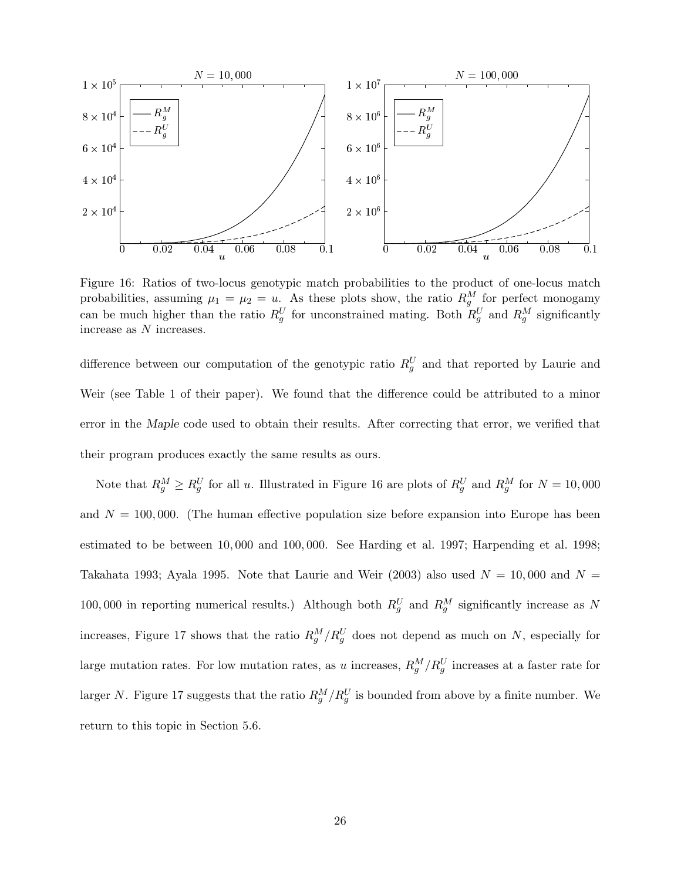Figure 16: Ratios of two-locus genotypic match probabilities to the product of one-locus match probabilities, assuming $\mu_1 = \mu_2 = u$. As these plots show, the ratio $R_g^M$ for perfect monogamy can be much higher than the ratio $R_g^U$ for unconstrained mating. Both $R_g^U$ and $R_g^M$ significantly increase as $N$ increases.

difference between our computation of the genotypic ratio $R_g^U$ and that reported by Laurie and Weir (see Table 1 of their paper). We found that the difference could be attributed to a minor error in the *Maple* code used to obtain their results. After correcting that error, we verified that their program produces exactly the same results as ours.

Note that $R_g^M \geq R_g^U$ for all $u$. Illustrated in Figure 16 are plots of $R_g^U$ and $R_g^M$ for $N = 10,000$ and $N = 100,000$. (The human effective population size before expansion into Europe has been estimated to be between 10,000 and 100,000. See Harding et al. 1997; Harpending et al. 1998; Takahata 1993; Ayala 1995. Note that Laurie and Weir (2003) also used $N = 10,000$ and $N = 100,000$ in reporting numerical results.) Although both $R_g^U$ and $R_g^M$ significantly increase as $N$ increases, Figure 17 shows that the ratio $R_g^M/R_g^U$ does not depend as much on $N$, especially for large mutation rates. For low mutation rates, as $u$ increases, $R_g^M/R_g^U$ increases at a faster rate for larger $N$. Figure 17 suggests that the ratio $R_g^M/R_g^U$ is bounded from above by a finite number. We return to this topic in Section 5.6.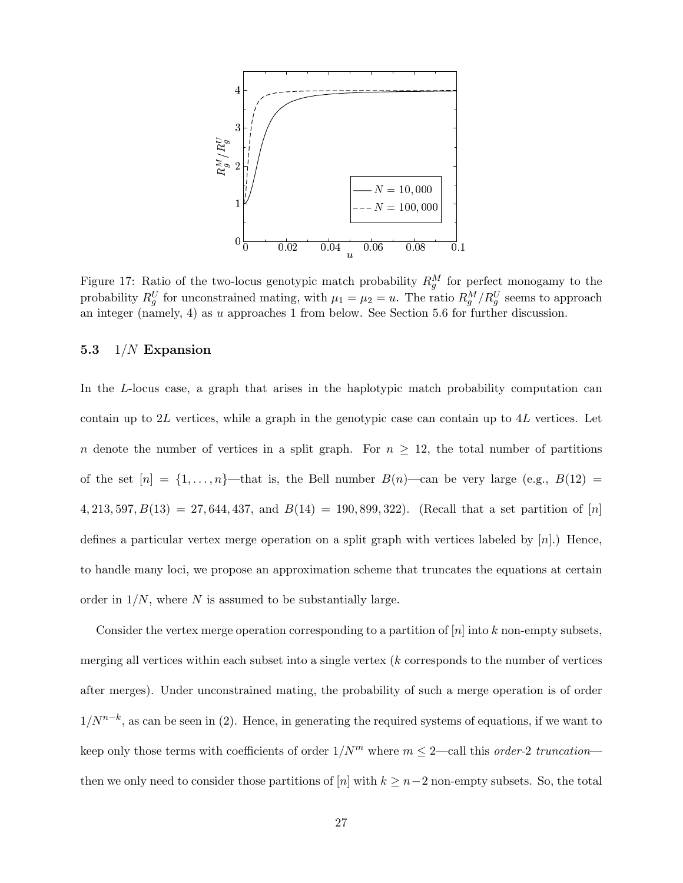Figure 17: Ratio of the two-locus genotypic match probability $R_g^M$ for perfect monogamy to the probability $R_g^U$ for unconstrained mating, with $\mu_1 = \mu_2 = u$. The ratio $R_g^M/R_g^U$ seems to approach an integer (namely, 4) as $u$ approaches 1 from below. See Section 5.6 for further discussion.

### 5.3 $1/N$ Expansion

In the $L$-locus case, a graph that arises in the haplotypic match probability computation can contain up to $2L$ vertices, while a graph in the genotypic case can contain up to $4L$ vertices. Let $n$ denote the number of vertices in a split graph. For $n \geq 12$, the total number of partitions of the set $[n] = \{1, \ldots, n\}$—that is, the Bell number $B(n)$—can be very large (e.g., $B(12) = 4,213,597, B(13) = 27,644,437$, and $B(14) = 190,899,322$). (Recall that a set partition of $[n]$ defines a particular vertex merge operation on a split graph with vertices labeled by $[n]$.) Hence, to handle many loci, we propose an approximation scheme that truncates the equations at certain order in $1/N$, where $N$ is assumed to be substantially large.

Consider the vertex merge operation corresponding to a partition of $[n]$ into $k$ non-empty subsets, merging all vertices within each subset into a single vertex ($k$ corresponds to the number of vertices after merges). Under unconstrained mating, the probability of such a merge operation is of order $1/N^{n-k}$, as can be seen in (2). Hence, in generating the required systems of equations, if we want to keep only those terms with coefficients of order $1/N^m$ where $m \leq 2$—call this *order-2 truncation*—then we only need to consider those partitions of $[n]$ with $k \geq n-2$ non-empty subsets. So, the total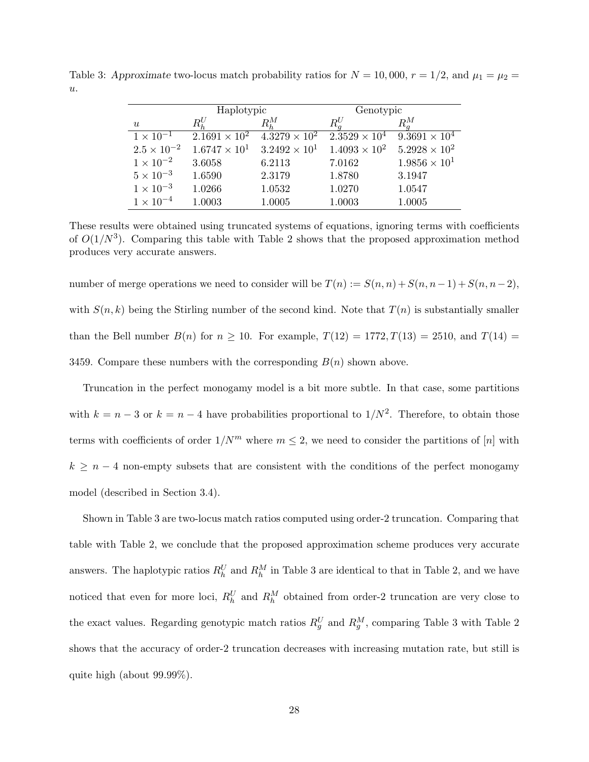Table 3: *Approximate* two-locus match probability ratios for $N = 10,000$, $r = 1/2$, and $\mu_1 = \mu_2 = u$.

| | Haplotypic | | Genotypic | |
|---|---|---|---|---|
| $u$ | $R_h^U$ | $R_h^M$ | $R_g^U$ | $R_g^M$ |
| $1 \times 10^{-1}$ | $2.1691 \times 10^{2}$ | $4.3279 \times 10^{2}$ | $2.3529 \times 10^{4}$ | $9.3691 \times 10^{4}$ |
| $2.5 \times 10^{-2}$ | $1.6747 \times 10^{1}$ | $3.2492 \times 10^{1}$ | $1.4093 \times 10^{2}$ | $5.2928 \times 10^{2}$ |
| $1 \times 10^{-2}$ | 3.6058 | 6.2113 | 7.0162 | $1.9856 \times 10^{1}$ |
| $5 \times 10^{-3}$ | 1.6590 | 2.3179 | 1.8780 | 3.1947 |
| $1 \times 10^{-3}$ | 1.0266 | 1.0532 | 1.0270 | 1.0547 |
| $1 \times 10^{-4}$ | 1.0003 | 1.0005 | 1.0003 | 1.0005 |

These results were obtained using truncated systems of equations, ignoring terms with coefficients of $O(1/N^3)$. Comparing this table with Table 2 shows that the proposed approximation method produces very accurate answers.

number of merge operations we need to consider will be $T(n) := S(n,n) + S(n,n-1) + S(n,n-2)$, with $S(n,k)$ being the Stirling number of the second kind. Note that $T(n)$ is substantially smaller than the Bell number $B(n)$ for $n \geq 10$. For example, $T(12) = 1772, T(13) = 2510$, and $T(14) = 3459$. Compare these numbers with the corresponding $B(n)$ shown above.

Truncation in the perfect monogamy model is a bit more subtle. In that case, some partitions with $k = n-3$ or $k = n-4$ have probabilities proportional to $1/N^2$. Therefore, to obtain those terms with coefficients of order $1/N^m$ where $m \leq 2$, we need to consider the partitions of $[n]$ with $k \geq n-4$ non-empty subsets that are consistent with the conditions of the perfect monogamy model (described in Section 3.4).

Shown in Table 3 are two-locus match ratios computed using order-2 truncation. Comparing that table with Table 2, we conclude that the proposed approximation scheme produces very accurate answers. The haplotypic ratios $R_h^U$ and $R_h^M$ in Table 3 are identical to that in Table 2, and we have noticed that even for more loci, $R_h^U$ and $R_h^M$ obtained from order-2 truncation are very close to the exact values. Regarding genotypic match ratios $R_g^U$ and $R_g^M$, comparing Table 3 with Table 2 shows that the accuracy of order-2 truncation decreases with increasing mutation rate, but still is quite high (about 99.99%).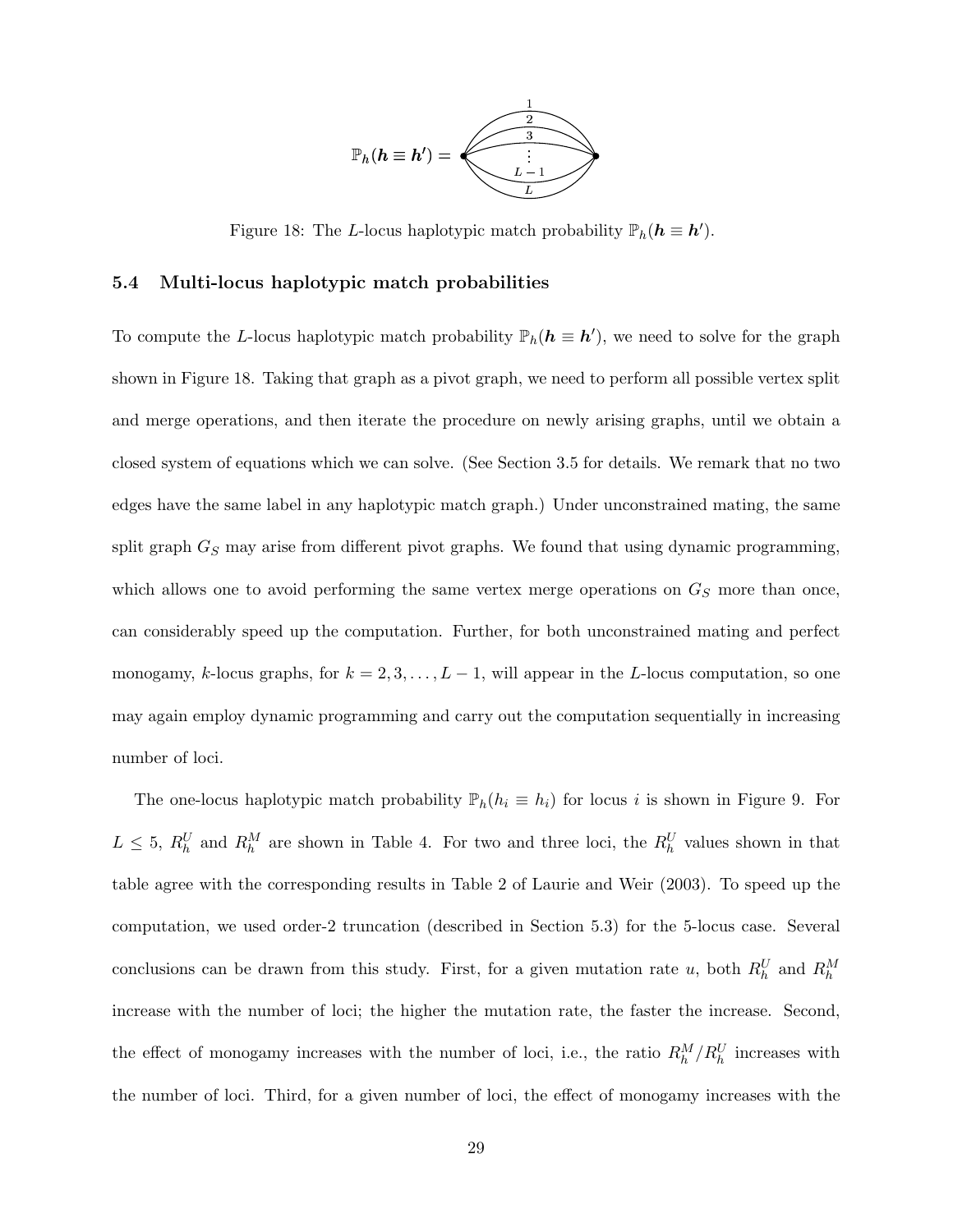Figure 18: The $L$-locus haplotypic match probability $\mathbb{P}_h(\boldsymbol{h} \equiv \boldsymbol{h}')$.

### 5.4 Multi-locus haplotypic match probabilities

To compute the $L$-locus haplotypic match probability $\mathbb{P}_h(\boldsymbol{h} \equiv \boldsymbol{h}')$, we need to solve for the graph shown in Figure 18. Taking that graph as a pivot graph, we need to perform all possible vertex split and merge operations, and then iterate the procedure on newly arising graphs, until we obtain a closed system of equations which we can solve. (See Section 3.5 for details. We remark that no two edges have the same label in any haplotypic match graph.) Under unconstrained mating, the same split graph $G_S$ may arise from different pivot graphs. We found that using dynamic programming, which allows one to avoid performing the same vertex merge operations on $G_S$ more than once, can considerably speed up the computation. Further, for both unconstrained mating and perfect monogamy, $k$-locus graphs, for $k = 2, 3, \ldots, L-1$, will appear in the $L$-locus computation, so one may again employ dynamic programming and carry out the computation sequentially in increasing number of loci.

The one-locus haplotypic match probability $\mathbb{P}_h(h_i \equiv h_i)$ for locus $i$ is shown in Figure 9. For $L \leq 5$, $R_h^U$ and $R_h^M$ are shown in Table 4. For two and three loci, the $R_h^U$ values shown in that table agree with the corresponding results in Table 2 of Laurie and Weir (2003). To speed up the computation, we used order-2 truncation (described in Section 5.3) for the 5-locus case. Several conclusions can be drawn from this study. First, for a given mutation rate $u$, both $R_h^U$ and $R_h^M$ increase with the number of loci; the higher the mutation rate, the faster the increase. Second, the effect of monogamy increases with the number of loci, i.e., the ratio $R_h^M/R_h^U$ increases with the number of loci. Third, for a given number of loci, the effect of monogamy increases with the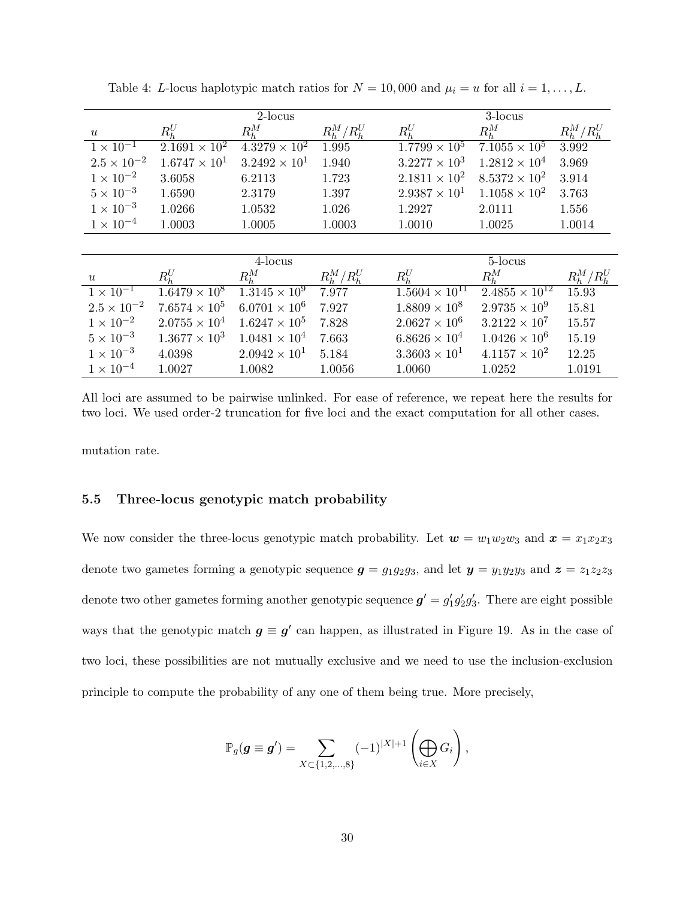Table 4: $L$-locus haplotypic match ratios for $N = 10,000$ and $\mu_i = u$ for all $i = 1, \ldots, L$.

| | 2-locus | | | 3-locus | | |
|---|---|---|---|---|---|---|
| $u$ | $R_h^U$ | $R_h^M$ | $R_h^M/R_h^U$ | $R_h^U$ | $R_h^M$ | $R_h^M/R_h^U$ |
| $1 \times 10^{-1}$ | $2.1691 \times 10^2$ | $4.3279 \times 10^2$ | 1.995 | $1.7799 \times 10^5$ | $7.1055 \times 10^5$ | 3.992 |
| $2.5 \times 10^{-2}$ | $1.6747 \times 10^1$ | $3.2492 \times 10^1$ | 1.940 | $3.2277 \times 10^3$ | $1.2812 \times 10^4$ | 3.969 |
| $1 \times 10^{-2}$ | 3.6058 | 6.2113 | 1.723 | $2.1811 \times 10^2$ | $8.5372 \times 10^2$ | 3.914 |
| $5 \times 10^{-3}$ | 1.6590 | 2.3179 | 1.397 | $2.9387 \times 10^1$ | $1.1058 \times 10^2$ | 3.763 |
| $1 \times 10^{-3}$ | 1.0266 | 1.0532 | 1.026 | 1.2927 | 2.0111 | 1.556 |
| $1 \times 10^{-4}$ | 1.0003 | 1.0005 | 1.0003 | 1.0010 | 1.0025 | 1.0014 |

| | 4-locus | | | 5-locus | | |
|---|---|---|---|---|---|---|
| $u$ | $R_h^U$ | $R_h^M$ | $R_h^M/R_h^U$ | $R_h^U$ | $R_h^M$ | $R_h^M/R_h^U$ |
| $1 \times 10^{-1}$ | $1.6479 \times 10^8$ | $1.3145 \times 10^9$ | 7.977 | $1.5604 \times 10^{11}$ | $2.4855 \times 10^{12}$ | 15.93 |
| $2.5 \times 10^{-2}$ | $7.6574 \times 10^5$ | $6.0701 \times 10^6$ | 7.927 | $1.8809 \times 10^8$ | $2.9735 \times 10^9$ | 15.81 |
| $1 \times 10^{-2}$ | $2.0755 \times 10^4$ | $1.6247 \times 10^5$ | 7.828 | $2.0627 \times 10^6$ | $3.2122 \times 10^7$ | 15.57 |
| $5 \times 10^{-3}$ | $1.3677 \times 10^3$ | $1.0481 \times 10^4$ | 7.663 | $6.8626 \times 10^4$ | $1.0426 \times 10^6$ | 15.19 |
| $1 \times 10^{-3}$ | 4.0398 | $2.0942 \times 10^1$ | 5.184 | $3.3603 \times 10^1$ | $4.1157 \times 10^2$ | 12.25 |
| $1 \times 10^{-4}$ | 1.0027 | 1.0082 | 1.0056 | 1.0060 | 1.0252 | 1.0191 |

All loci are assumed to be pairwise unlinked. For ease of reference, we repeat here the results for two loci. We used order-2 truncation for five loci and the exact computation for all other cases.

mutation rate.

### 5.5 Three-locus genotypic match probability

We now consider the three-locus genotypic match probability. Let $\boldsymbol{w} = w_1w_2w_3$ and $\boldsymbol{x} = x_1x_2x_3$ denote two gametes forming a genotypic sequence $\boldsymbol{g} = g_1g_2g_3$, and let $\boldsymbol{y} = y_1y_2y_3$ and $\boldsymbol{z} = z_1z_2z_3$ denote two other gametes forming another genotypic sequence $\boldsymbol{g'} = g'_1g'_2g'_3$. There are eight possible ways that the genotypic match $\boldsymbol{g} \equiv \boldsymbol{g'}$ can happen, as illustrated in Figure 19. As in the case of two loci, these possibilities are not mutually exclusive and we need to use the inclusion-exclusion principle to compute the probability of any one of them being true. More precisely,

$$\mathbb{P}_g(\boldsymbol{g} \equiv \boldsymbol{g'}) = \sum_{X \subset \{1,2,\ldots,8\}} (-1)^{|X|+1} \left( \bigoplus_{i \in X} G_i \right),$$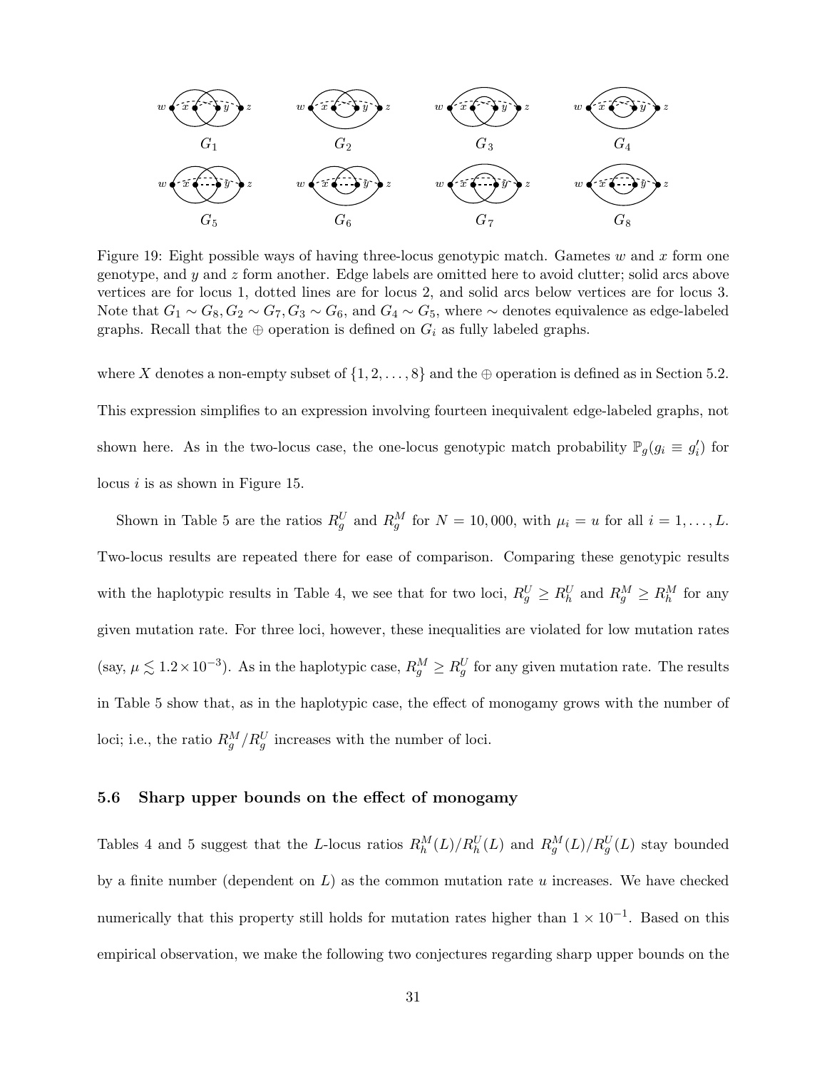Figure 19: Eight possible ways of having three-locus genotypic match. Gametes $w$ and $x$ form one genotype, and $y$ and $z$ form another. Edge labels are omitted here to avoid clutter; solid arcs above vertices are for locus 1, dotted lines are for locus 2, and solid arcs below vertices are for locus 3. Note that $G_1 \sim G_8, G_2 \sim G_7, G_3 \sim G_6$, and $G_4 \sim G_5$, where $\sim$ denotes equivalence as edge-labeled graphs. Recall that the $\oplus$ operation is defined on $G_i$ as fully labeled graphs.

where $X$ denotes a non-empty subset of $\{1, 2, \ldots, 8\}$ and the $\oplus$ operation is defined as in Section 5.2. This expression simplifies to an expression involving fourteen inequivalent edge-labeled graphs, not shown here. As in the two-locus case, the one-locus genotypic match probability $\mathbb{P}_g(g_i \equiv g_i')$ for locus $i$ is as shown in Figure 15.

Shown in Table 5 are the ratios $R_g^U$ and $R_g^M$ for $N = 10,000$, with $\mu_i = u$ for all $i = 1, \ldots, L$. Two-locus results are repeated there for ease of comparison. Comparing these genotypic results with the haplotypic results in Table 4, we see that for two loci, $R_g^U \geq R_h^U$ and $R_g^M \geq R_h^M$ for any given mutation rate. For three loci, however, these inequalities are violated for low mutation rates (say, $\mu \lesssim 1.2 \times 10^{-3}$). As in the haplotypic case, $R_g^M \geq R_g^U$ for any given mutation rate. The results in Table 5 show that, as in the haplotypic case, the effect of monogamy grows with the number of loci; i.e., the ratio $R_g^M / R_g^U$ increases with the number of loci.

### 5.6 Sharp upper bounds on the effect of monogamy

Tables 4 and 5 suggest that the $L$-locus ratios $R_h^M(L)/R_h^U(L)$ and $R_g^M(L)/R_g^U(L)$ stay bounded by a finite number (dependent on $L$) as the common mutation rate $u$ increases. We have checked numerically that this property still holds for mutation rates higher than $1 \times 10^{-1}$. Based on this empirical observation, we make the following two conjectures regarding sharp upper bounds on the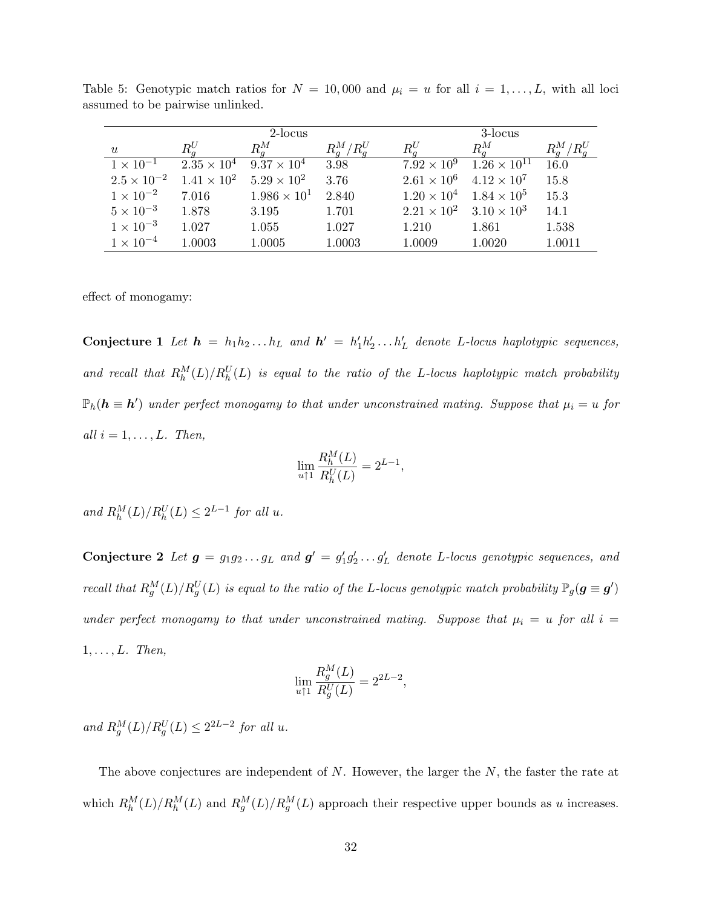Table 5: Genotypic match ratios for $N = 10,000$ and $\mu_i = u$ for all $i = 1, \ldots, L$, with all loci assumed to be pairwise unlinked.

| | 2-locus | | | 3-locus | | |
|---|---|---|---|---|---|---|
| $u$ | $R_g^U$ | $R_g^M$ | $R_g^M/R_g^U$ | $R_g^U$ | $R_g^M$ | $R_g^M/R_g^U$ |
| $1 \times 10^{-1}$ | $2.35 \times 10^4$ | $9.37 \times 10^4$ | 3.98 | $7.92 \times 10^9$ | $1.26 \times 10^{11}$ | 16.0 |
| $2.5 \times 10^{-2}$ | $1.41 \times 10^2$ | $5.29 \times 10^2$ | 3.76 | $2.61 \times 10^6$ | $4.12 \times 10^7$ | 15.8 |
| $1 \times 10^{-2}$ | 7.016 | $1.986 \times 10^1$ | 2.840 | $1.20 \times 10^4$ | $1.84 \times 10^5$ | 15.3 |
| $5 \times 10^{-3}$ | 1.878 | 3.195 | 1.701 | $2.21 \times 10^2$ | $3.10 \times 10^3$ | 14.1 |
| $1 \times 10^{-3}$ | 1.027 | 1.055 | 1.027 | 1.210 | 1.861 | 1.538 |
| $1 \times 10^{-4}$ | 1.0003 | 1.0005 | 1.0003 | 1.0009 | 1.0020 | 1.0011 |

effect of monogamy:

**Conjecture 1** *Let $\boldsymbol{h} = h_1 h_2 \ldots h_L$ and $\boldsymbol{h}' = h'_1 h'_2 \ldots h'_L$ denote L-locus haplotypic sequences, and recall that $R_h^M(L)/R_h^U(L)$ is equal to the ratio of the L-locus haplotypic match probability $\mathbb{P}_h(\boldsymbol{h} \equiv \boldsymbol{h}')$ under perfect monogamy to that under unconstrained mating. Suppose that $\mu_i = u$ for all $i = 1, \ldots, L$. Then,*

$$\lim_{u \uparrow 1} \frac{R_h^M(L)}{R_h^U(L)} = 2^{L-1},$$

*and $R_h^M(L)/R_h^U(L) \leq 2^{L-1}$ for all $u$.*

**Conjecture 2** *Let $\boldsymbol{g} = g_1 g_2 \ldots g_L$ and $\boldsymbol{g}' = g'_1 g'_2 \ldots g'_L$ denote L-locus genotypic sequences, and recall that $R_g^M(L)/R_g^U(L)$ is equal to the ratio of the L-locus genotypic match probability $\mathbb{P}_g(\boldsymbol{g} \equiv \boldsymbol{g}')$ under perfect monogamy to that under unconstrained mating. Suppose that $\mu_i = u$ for all $i = 1, \ldots, L$. Then,*

$$\lim_{u \uparrow 1} \frac{R_g^M(L)}{R_g^U(L)} = 2^{2L-2},$$

*and $R_g^M(L)/R_g^U(L) \leq 2^{2L-2}$ for all $u$.*

The above conjectures are independent of $N$. However, the larger the $N$, the faster the rate at which $R_h^M(L)/R_h^M(L)$ and $R_g^M(L)/R_g^M(L)$ approach their respective upper bounds as $u$ increases.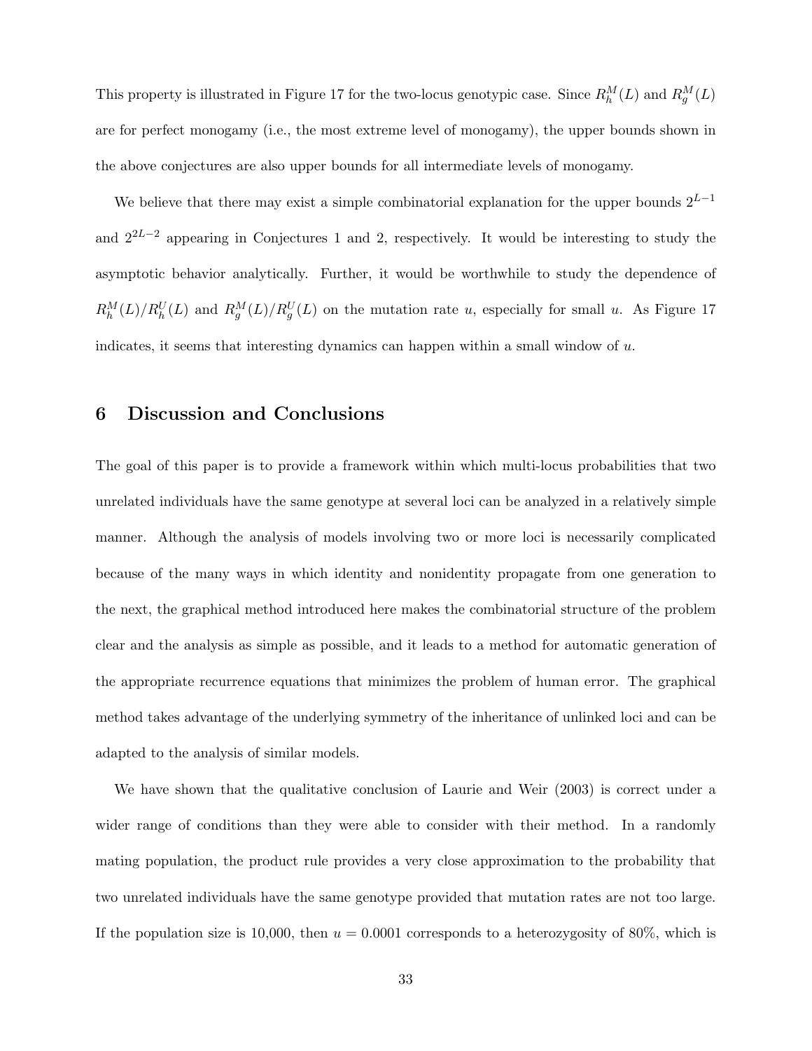This property is illustrated in Figure 17 for the two-locus genotypic case. Since $R_h^M(L)$ and $R_g^M(L)$ are for perfect monogamy (i.e., the most extreme level of monogamy), the upper bounds shown in the above conjectures are also upper bounds for all intermediate levels of monogamy.

We believe that there may exist a simple combinatorial explanation for the upper bounds $2^{L-1}$ and $2^{2L-2}$ appearing in Conjectures 1 and 2, respectively. It would be interesting to study the asymptotic behavior analytically. Further, it would be worthwhile to study the dependence of $R_h^M(L)/R_h^U(L)$ and $R_g^M(L)/R_g^U(L)$ on the mutation rate $u$, especially for small $u$. As Figure 17 indicates, it seems that interesting dynamics can happen within a small window of $u$.

## 6 Discussion and Conclusions

The goal of this paper is to provide a framework within which multi-locus probabilities that two unrelated individuals have the same genotype at several loci can be analyzed in a relatively simple manner. Although the analysis of models involving two or more loci is necessarily complicated because of the many ways in which identity and nonidentity propagate from one generation to the next, the graphical method introduced here makes the combinatorial structure of the problem clear and the analysis as simple as possible, and it leads to a method for automatic generation of the appropriate recurrence equations that minimizes the problem of human error. The graphical method takes advantage of the underlying symmetry of the inheritance of unlinked loci and can be adapted to the analysis of similar models.

We have shown that the qualitative conclusion of Laurie and Weir (2003) is correct under a wider range of conditions than they were able to consider with their method. In a randomly mating population, the product rule provides a very close approximation to the probability that two unrelated individuals have the same genotype provided that mutation rates are not too large. If the population size is 10,000, then $u = 0.0001$ corresponds to a heterozygosity of 80%, which is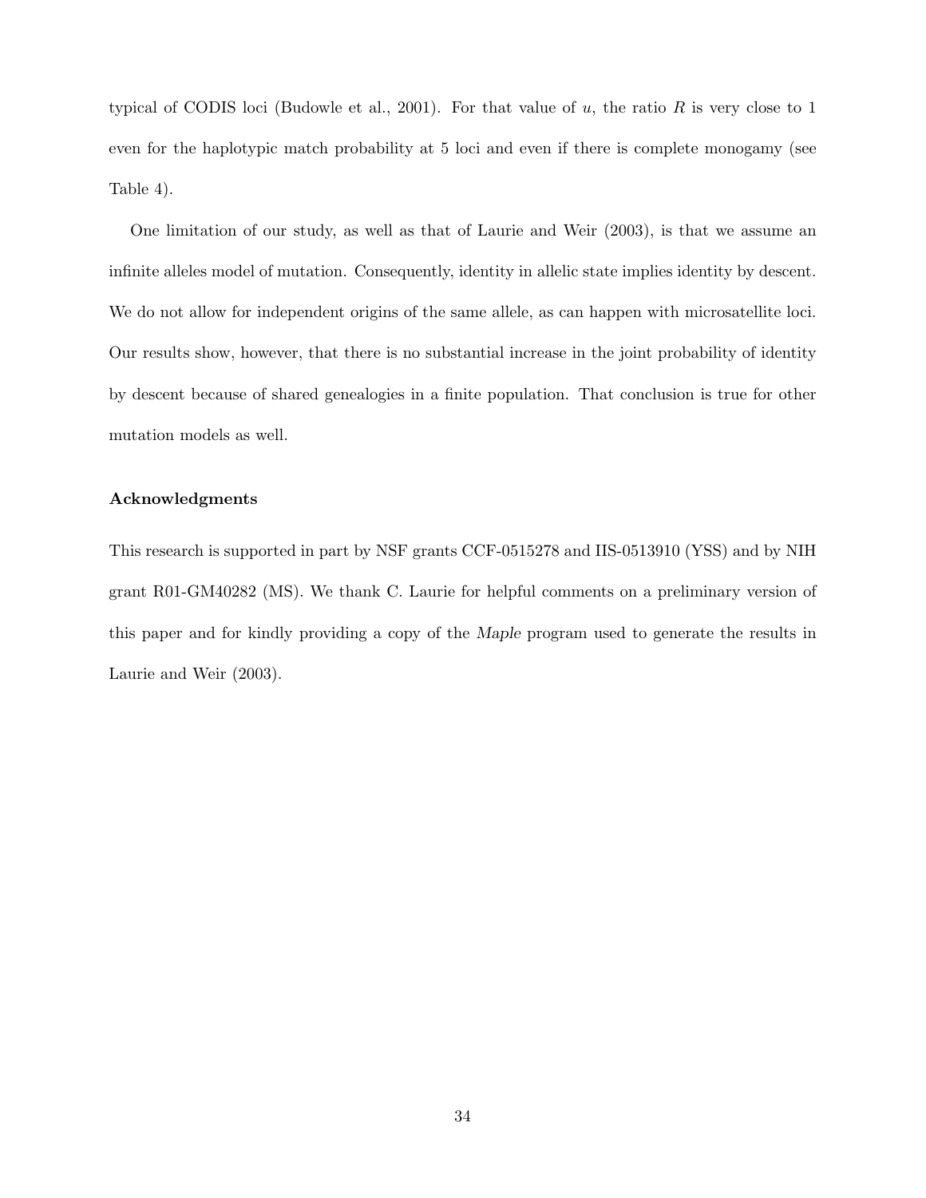typical of CODIS loci (Budowle et al., 2001). For that value of $u$, the ratio $R$ is very close to 1 even for the haplotypic match probability at 5 loci and even if there is complete monogamy (see Table 4).

One limitation of our study, as well as that of Laurie and Weir (2003), is that we assume an infinite alleles model of mutation. Consequently, identity in allelic state implies identity by descent. We do not allow for independent origins of the same allele, as can happen with microsatellite loci. Our results show, however, that there is no substantial increase in the joint probability of identity by descent because of shared genealogies in a finite population. That conclusion is true for other mutation models as well.

**Acknowledgments**

This research is supported in part by NSF grants CCF-0515278 and IIS-0513910 (YSS) and by NIH grant R01-GM40282 (MS). We thank C. Laurie for helpful comments on a preliminary version of this paper and for kindly providing a copy of the *Maple* program used to generate the results in Laurie and Weir (2003).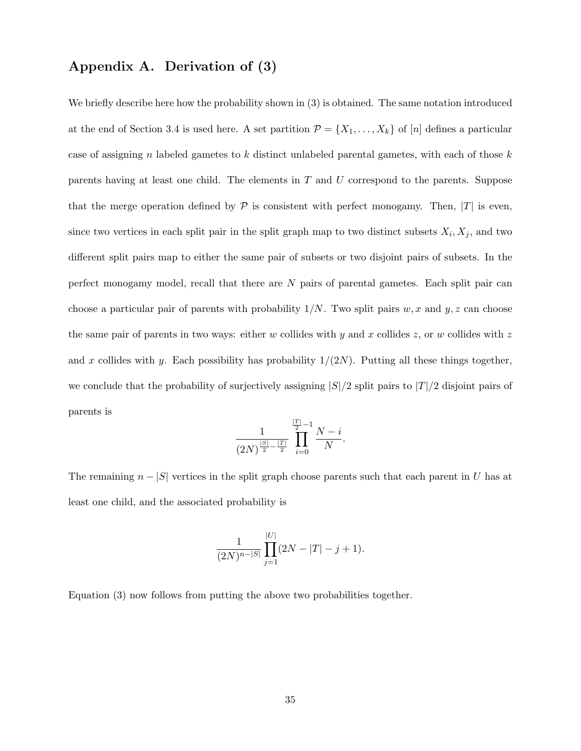## Appendix A. Derivation of (3)

We briefly describe here how the probability shown in (3) is obtained. The same notation introduced at the end of Section 3.4 is used here. A set partition $\mathcal{P} = \{X_1, \ldots, X_k\}$ of $[n]$ defines a particular case of assigning $n$ labeled gametes to $k$ distinct unlabeled parental gametes, with each of those $k$ parents having at least one child. The elements in $T$ and $U$ correspond to the parents. Suppose that the merge operation defined by $\mathcal{P}$ is consistent with perfect monogamy. Then, $|T|$ is even, since two vertices in each split pair in the split graph map to two distinct subsets $X_i, X_j$, and two different split pairs map to either the same pair of subsets or two disjoint pairs of subsets. In the perfect monogamy model, recall that there are $N$ pairs of parental gametes. Each split pair can choose a particular pair of parents with probability $1/N$. Two split pairs $w, x$ and $y, z$ can choose the same pair of parents in two ways: either $w$ collides with $y$ and $x$ collides $z$, or $w$ collides with $z$ and $x$ collides with $y$. Each possibility has probability $1/(2N)$. Putting all these things together, we conclude that the probability of surjectively assigning $|S|/2$ split pairs to $|T|/2$ disjoint pairs of parents is

$$\frac{1}{(2N)^{\frac{|S|}{2} - \frac{|T|}{2}}} \prod_{i=0}^{\frac{|T|}{2}-1} \frac{N-i}{N}.$$

The remaining $n - |S|$ vertices in the split graph choose parents such that each parent in $U$ has at least one child, and the associated probability is

$$\frac{1}{(2N)^{n-|S|}} \prod_{j=1}^{|U|} (2N - |T| - j + 1).$$

Equation (3) now follows from putting the above two probabilities together.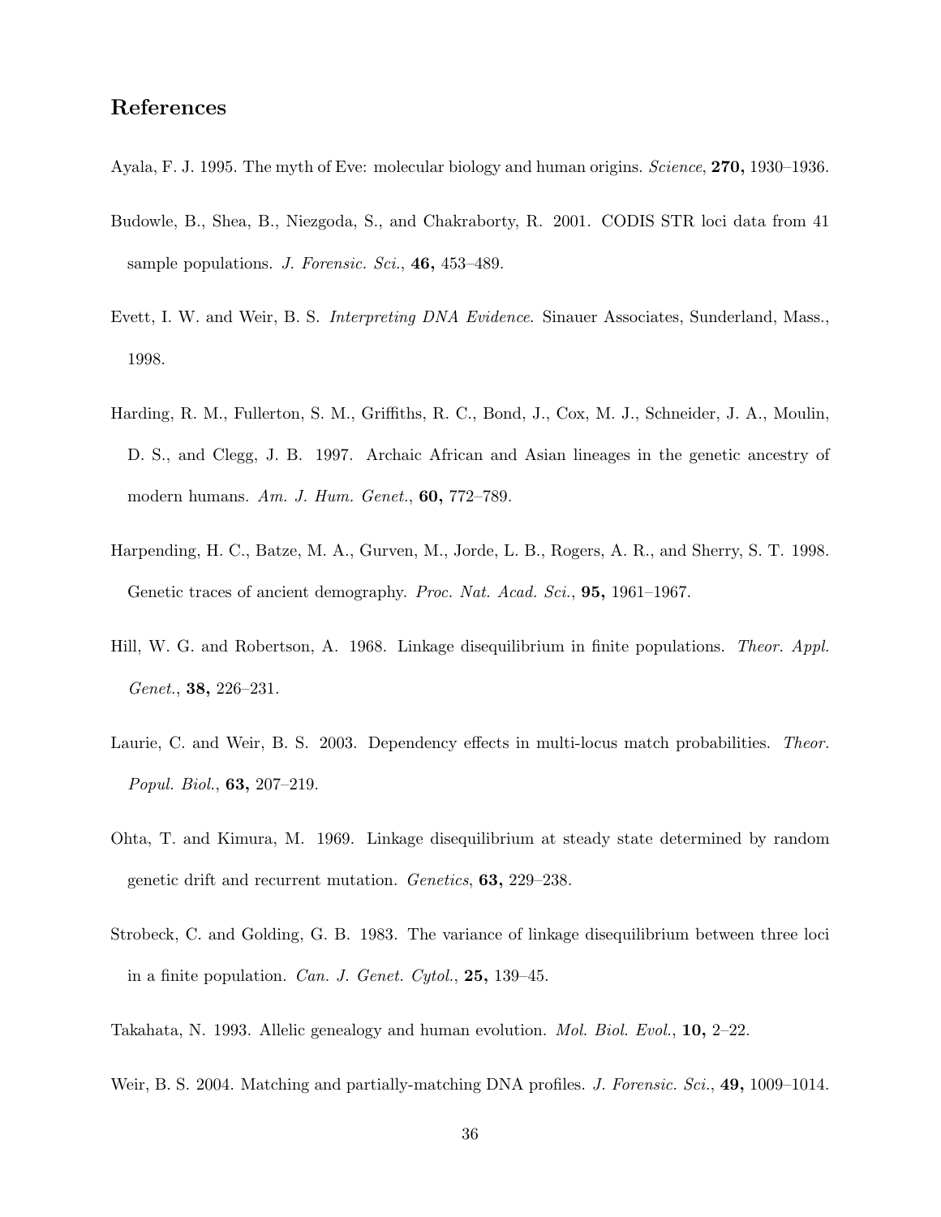## References

Ayala, F. J. 1995. The myth of Eve: molecular biology and human origins. *Science*, **270,** 1930–1936.

Budowle, B., Shea, B., Niezgoda, S., and Chakraborty, R. 2001. CODIS STR loci data from 41 sample populations. *J. Forensic. Sci.*, **46,** 453–489.

Evett, I. W. and Weir, B. S. *Interpreting DNA Evidence*. Sinauer Associates, Sunderland, Mass., 1998.

Harding, R. M., Fullerton, S. M., Griffiths, R. C., Bond, J., Cox, M. J., Schneider, J. A., Moulin, D. S., and Clegg, J. B. 1997. Archaic African and Asian lineages in the genetic ancestry of modern humans. *Am. J. Hum. Genet.*, **60,** 772–789.

Harpending, H. C., Batze, M. A., Gurven, M., Jorde, L. B., Rogers, A. R., and Sherry, S. T. 1998. Genetic traces of ancient demography. *Proc. Nat. Acad. Sci.*, **95,** 1961–1967.

Hill, W. G. and Robertson, A. 1968. Linkage disequilibrium in finite populations. *Theor. Appl. Genet.*, **38,** 226–231.

Laurie, C. and Weir, B. S. 2003. Dependency effects in multi-locus match probabilities. *Theor. Popul. Biol.*, **63,** 207–219.

Ohta, T. and Kimura, M. 1969. Linkage disequilibrium at steady state determined by random genetic drift and recurrent mutation. *Genetics*, **63,** 229–238.

Strobeck, C. and Golding, G. B. 1983. The variance of linkage disequilibrium between three loci in a finite population. *Can. J. Genet. Cytol.*, **25,** 139–45.

Takahata, N. 1993. Allelic genealogy and human evolution. *Mol. Biol. Evol.*, **10,** 2–22.

Weir, B. S. 2004. Matching and partially-matching DNA profiles. *J. Forensic. Sci.*, **49,** 1009–1014.